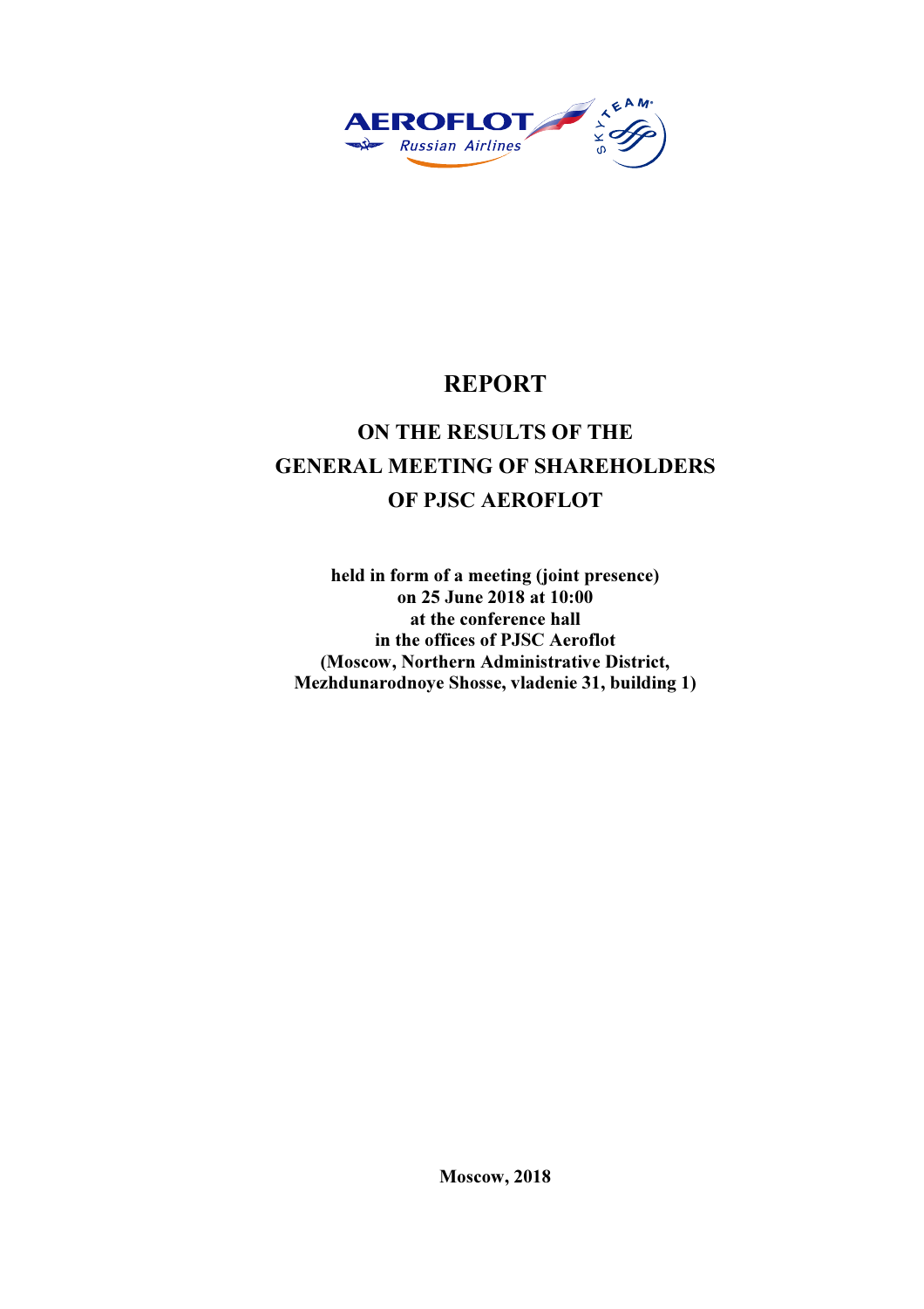# REPORT

## ON THE RESULTS OF THE GENERAL MEETING OF SHAREHOLDERS OF PJSC AEROFLOT

**held in form of a meeting (joint presence)**
**on 25 June 2018 at 10:00**
**at the conference hall**
**in the offices of PJSC Aeroflot**
**(Moscow, Northern Administrative District,**
**Mezhdunarodnoye Shosse, vladenie 31, building 1)**

**Moscow, 2018**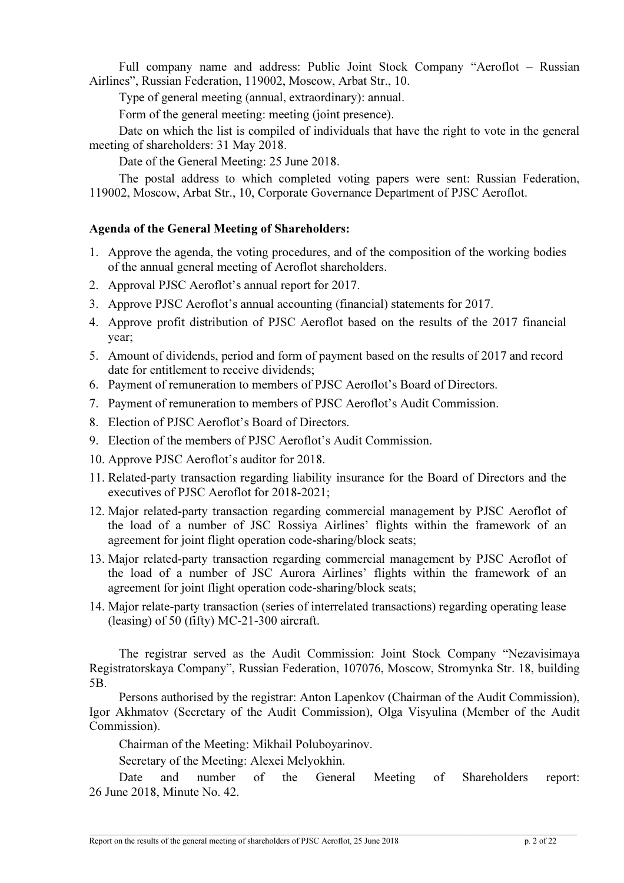Full company name and address: Public Joint Stock Company "Aeroflot – Russian Airlines", Russian Federation, 119002, Moscow, Arbat Str., 10.

Type of general meeting (annual, extraordinary): annual.

Form of the general meeting: meeting (joint presence).

Date on which the list is compiled of individuals that have the right to vote in the general meeting of shareholders: 31 May 2018.

Date of the General Meeting: 25 June 2018.

The postal address to which completed voting papers were sent: Russian Federation, 119002, Moscow, Arbat Str., 10, Corporate Governance Department of PJSC Aeroflot.

**Agenda of the General Meeting of Shareholders:**

1. Approve the agenda, the voting procedures, and of the composition of the working bodies of the annual general meeting of Aeroflot shareholders.
2. Approval PJSC Aeroflot's annual report for 2017.
3. Approve PJSC Aeroflot's annual accounting (financial) statements for 2017.
4. Approve profit distribution of PJSC Aeroflot based on the results of the 2017 financial year;
5. Amount of dividends, period and form of payment based on the results of 2017 and record date for entitlement to receive dividends;
6. Payment of remuneration to members of PJSC Aeroflot's Board of Directors.
7. Payment of remuneration to members of PJSC Aeroflot's Audit Commission.
8. Election of PJSC Aeroflot's Board of Directors.
9. Election of the members of PJSC Aeroflot's Audit Commission.
10. Approve PJSC Aeroflot's auditor for 2018.
11. Related-party transaction regarding liability insurance for the Board of Directors and the executives of PJSC Aeroflot for 2018-2021;
12. Major related-party transaction regarding commercial management by PJSC Aeroflot of the load of a number of JSC Rossiya Airlines' flights within the framework of an agreement for joint flight operation code-sharing/block seats;
13. Major related-party transaction regarding commercial management by PJSC Aeroflot of the load of a number of JSC Aurora Airlines' flights within the framework of an agreement for joint flight operation code-sharing/block seats;
14. Major relate-party transaction (series of interrelated transactions) regarding operating lease (leasing) of 50 (fifty) MC-21-300 aircraft.

The registrar served as the Audit Commission: Joint Stock Company "Nezavisimaya Registratorskaya Company", Russian Federation, 107076, Moscow, Stromynka Str. 18, building 5B.

Persons authorised by the registrar: Anton Lapenkov (Chairman of the Audit Commission), Igor Akhmatov (Secretary of the Audit Commission), Olga Visyulina (Member of the Audit Commission).

Chairman of the Meeting: Mikhail Poluboyarinov.

Secretary of the Meeting: Alexei Melyokhin.

Date and number of the General Meeting of Shareholders report: 26 June 2018, Minute No. 42.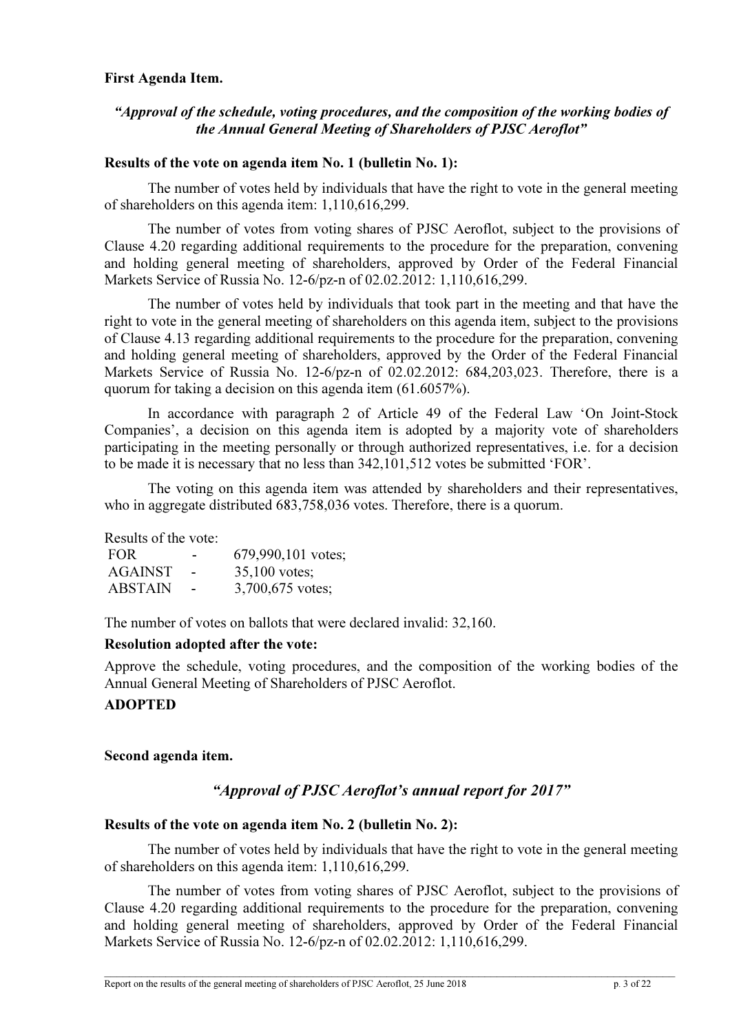**First Agenda Item.**

***"Approval of the schedule, voting procedures, and the composition of the working bodies of the Annual General Meeting of Shareholders of PJSC Aeroflot"***

**Results of the vote on agenda item No. 1 (bulletin No. 1):**

The number of votes held by individuals that have the right to vote in the general meeting of shareholders on this agenda item: 1,110,616,299.

The number of votes from voting shares of PJSC Aeroflot, subject to the provisions of Clause 4.20 regarding additional requirements to the procedure for the preparation, convening and holding general meeting of shareholders, approved by Order of the Federal Financial Markets Service of Russia No. 12-6/pz-n of 02.02.2012: 1,110,616,299.

The number of votes held by individuals that took part in the meeting and that have the right to vote in the general meeting of shareholders on this agenda item, subject to the provisions of Clause 4.13 regarding additional requirements to the procedure for the preparation, convening and holding general meeting of shareholders, approved by the Order of the Federal Financial Markets Service of Russia No. 12-6/pz-n of 02.02.2012: 684,203,023. Therefore, there is a quorum for taking a decision on this agenda item (61.6057%).

In accordance with paragraph 2 of Article 49 of the Federal Law 'On Joint-Stock Companies', a decision on this agenda item is adopted by a majority vote of shareholders participating in the meeting personally or through authorized representatives, i.e. for a decision to be made it is necessary that no less than 342,101,512 votes be submitted 'FOR'.

The voting on this agenda item was attended by shareholders and their representatives, who in aggregate distributed 683,758,036 votes. Therefore, there is a quorum.

Results of the vote:

| | | |
|---|---|---|
| FOR | - | 679,990,101 votes; |
| AGAINST | - | 35,100 votes; |
| ABSTAIN | - | 3,700,675 votes; |

The number of votes on ballots that were declared invalid: 32,160.

**Resolution adopted after the vote:**

Approve the schedule, voting procedures, and the composition of the working bodies of the Annual General Meeting of Shareholders of PJSC Aeroflot.

**ADOPTED**

**Second agenda item.**

***"Approval of PJSC Aeroflot's annual report for 2017"***

**Results of the vote on agenda item No. 2 (bulletin No. 2):**

The number of votes held by individuals that have the right to vote in the general meeting of shareholders on this agenda item: 1,110,616,299.

The number of votes from voting shares of PJSC Aeroflot, subject to the provisions of Clause 4.20 regarding additional requirements to the procedure for the preparation, convening and holding general meeting of shareholders, approved by Order of the Federal Financial Markets Service of Russia No. 12-6/pz-n of 02.02.2012: 1,110,616,299.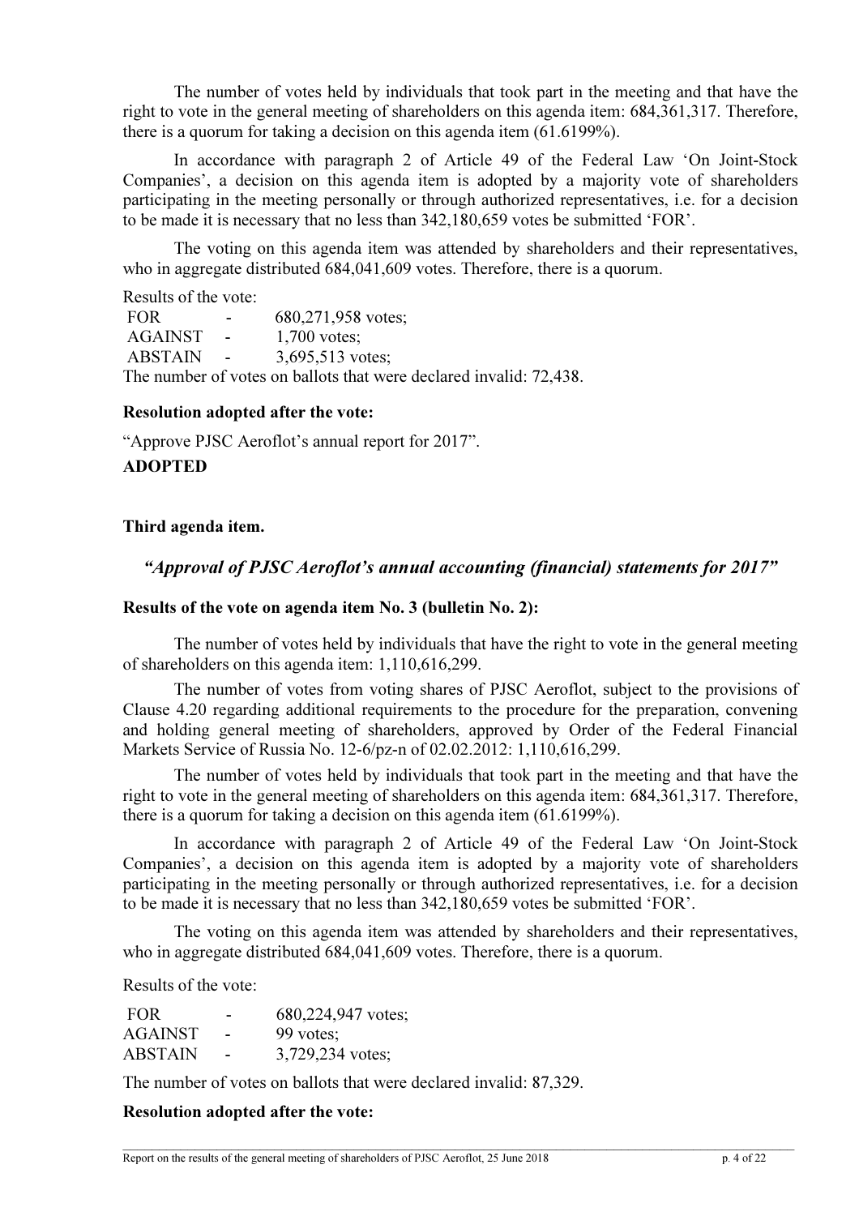The number of votes held by individuals that took part in the meeting and that have the right to vote in the general meeting of shareholders on this agenda item: 684,361,317. Therefore, there is a quorum for taking a decision on this agenda item (61.6199%).

In accordance with paragraph 2 of Article 49 of the Federal Law 'On Joint-Stock Companies', a decision on this agenda item is adopted by a majority vote of shareholders participating in the meeting personally or through authorized representatives, i.e. for a decision to be made it is necessary that no less than 342,180,659 votes be submitted 'FOR'.

The voting on this agenda item was attended by shareholders and their representatives, who in aggregate distributed 684,041,609 votes. Therefore, there is a quorum.

Results of the vote:

FOR - 680,271,958 votes;
AGAINST - 1,700 votes;
ABSTAIN - 3,695,513 votes;

The number of votes on ballots that were declared invalid: 72,438.

**Resolution adopted after the vote:**

"Approve PJSC Aeroflot's annual report for 2017".

**ADOPTED**

**Third agenda item.**

***"Approval of PJSC Aeroflot's annual accounting (financial) statements for 2017"***

**Results of the vote on agenda item No. 3 (bulletin No. 2):**

The number of votes held by individuals that have the right to vote in the general meeting of shareholders on this agenda item: 1,110,616,299.

The number of votes from voting shares of PJSC Aeroflot, subject to the provisions of Clause 4.20 regarding additional requirements to the procedure for the preparation, convening and holding general meeting of shareholders, approved by Order of the Federal Financial Markets Service of Russia No. 12-6/pz-n of 02.02.2012: 1,110,616,299.

The number of votes held by individuals that took part in the meeting and that have the right to vote in the general meeting of shareholders on this agenda item: 684,361,317. Therefore, there is a quorum for taking a decision on this agenda item (61.6199%).

In accordance with paragraph 2 of Article 49 of the Federal Law 'On Joint-Stock Companies', a decision on this agenda item is adopted by a majority vote of shareholders participating in the meeting personally or through authorized representatives, i.e. for a decision to be made it is necessary that no less than 342,180,659 votes be submitted 'FOR'.

The voting on this agenda item was attended by shareholders and their representatives, who in aggregate distributed 684,041,609 votes. Therefore, there is a quorum.

Results of the vote:

FOR - 680,224,947 votes;
AGAINST - 99 votes;
ABSTAIN - 3,729,234 votes;

The number of votes on ballots that were declared invalid: 87,329.

**Resolution adopted after the vote:**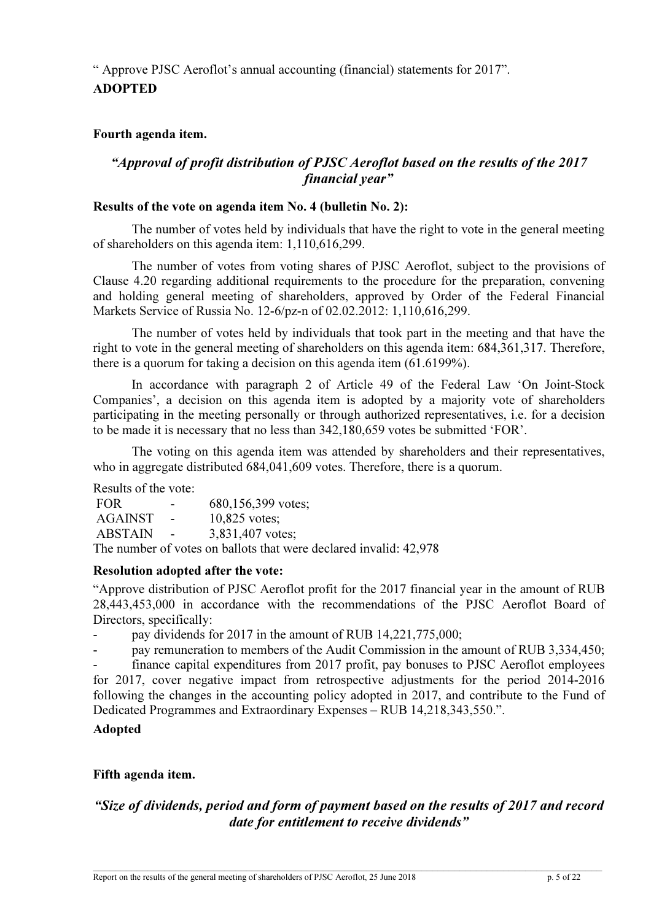" Approve PJSC Aeroflot's annual accounting (financial) statements for 2017".

**ADOPTED**

**Fourth agenda item.**

## *"Approval of profit distribution of PJSC Aeroflot based on the results of the 2017 financial year"*

**Results of the vote on agenda item No. 4 (bulletin No. 2):**

The number of votes held by individuals that have the right to vote in the general meeting of shareholders on this agenda item: 1,110,616,299.

The number of votes from voting shares of PJSC Aeroflot, subject to the provisions of Clause 4.20 regarding additional requirements to the procedure for the preparation, convening and holding general meeting of shareholders, approved by Order of the Federal Financial Markets Service of Russia No. 12-6/pz-n of 02.02.2012: 1,110,616,299.

The number of votes held by individuals that took part in the meeting and that have the right to vote in the general meeting of shareholders on this agenda item: 684,361,317. Therefore, there is a quorum for taking a decision on this agenda item (61.6199%).

In accordance with paragraph 2 of Article 49 of the Federal Law 'On Joint-Stock Companies', a decision on this agenda item is adopted by a majority vote of shareholders participating in the meeting personally or through authorized representatives, i.e. for a decision to be made it is necessary that no less than 342,180,659 votes be submitted 'FOR'.

The voting on this agenda item was attended by shareholders and their representatives, who in aggregate distributed 684,041,609 votes. Therefore, there is a quorum.

Results of the vote:

FOR - 680,156,399 votes;
AGAINST - 10,825 votes;
ABSTAIN - 3,831,407 votes;
The number of votes on ballots that were declared invalid: 42,978

**Resolution adopted after the vote:**

"Approve distribution of PJSC Aeroflot profit for the 2017 financial year in the amount of RUB 28,443,453,000 in accordance with the recommendations of the PJSC Aeroflot Board of Directors, specifically:

- pay dividends for 2017 in the amount of RUB 14,221,775,000;
- pay remuneration to members of the Audit Commission in the amount of RUB 3,334,450;
- finance capital expenditures from 2017 profit, pay bonuses to PJSC Aeroflot employees for 2017, cover negative impact from retrospective adjustments for the period 2014-2016 following the changes in the accounting policy adopted in 2017, and contribute to the Fund of Dedicated Programmes and Extraordinary Expenses – RUB 14,218,343,550.".

**Adopted**

**Fifth agenda item.**

## *"Size of dividends, period and form of payment based on the results of 2017 and record date for entitlement to receive dividends"*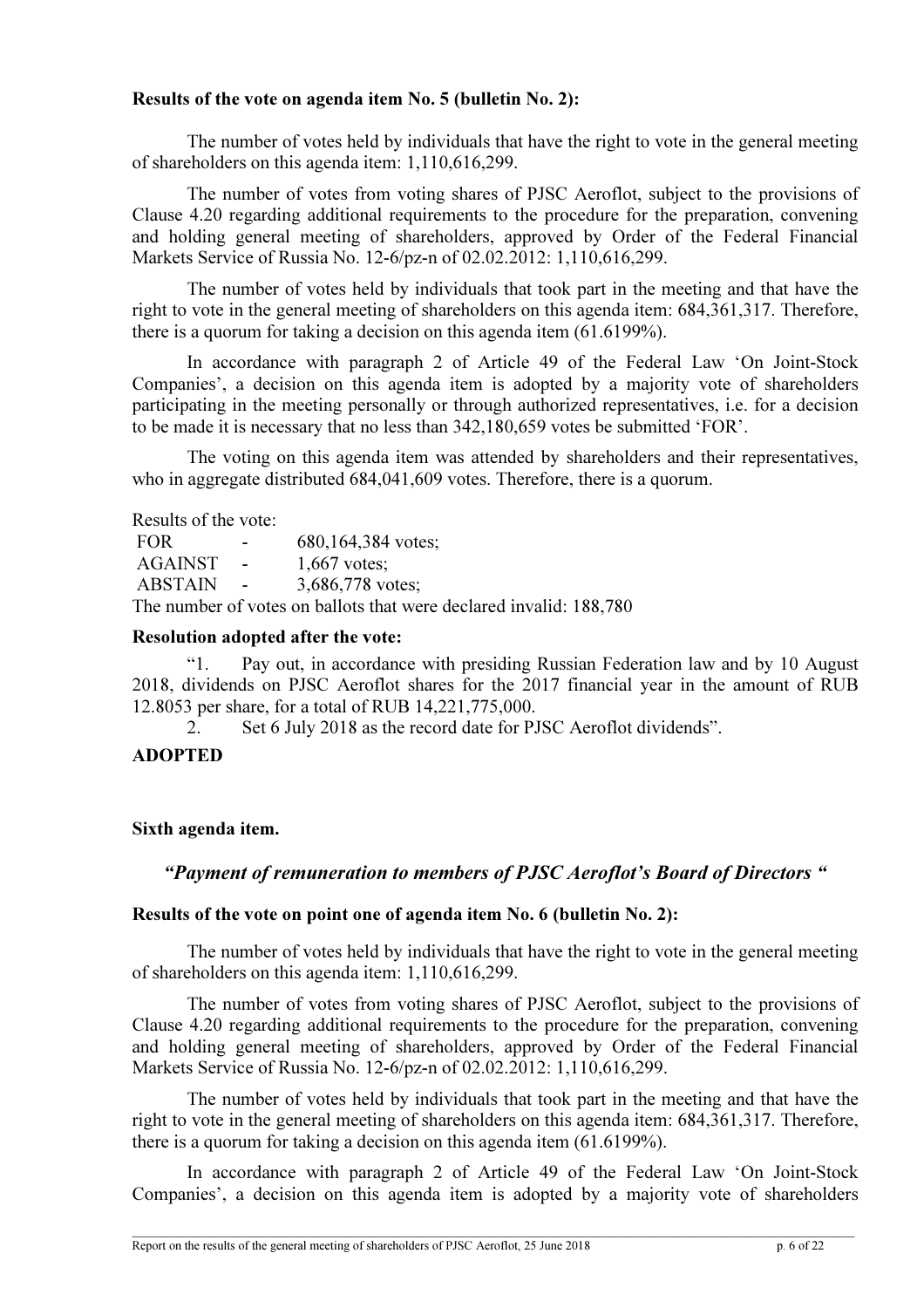**Results of the vote on agenda item No. 5 (bulletin No. 2):**

The number of votes held by individuals that have the right to vote in the general meeting of shareholders on this agenda item: 1,110,616,299.

The number of votes from voting shares of PJSC Aeroflot, subject to the provisions of Clause 4.20 regarding additional requirements to the procedure for the preparation, convening and holding general meeting of shareholders, approved by Order of the Federal Financial Markets Service of Russia No. 12-6/pz-n of 02.02.2012: 1,110,616,299.

The number of votes held by individuals that took part in the meeting and that have the right to vote in the general meeting of shareholders on this agenda item: 684,361,317. Therefore, there is a quorum for taking a decision on this agenda item (61.6199%).

In accordance with paragraph 2 of Article 49 of the Federal Law 'On Joint-Stock Companies', a decision on this agenda item is adopted by a majority vote of shareholders participating in the meeting personally or through authorized representatives, i.e. for a decision to be made it is necessary that no less than 342,180,659 votes be submitted 'FOR'.

The voting on this agenda item was attended by shareholders and their representatives, who in aggregate distributed 684,041,609 votes. Therefore, there is a quorum.

Results of the vote:

FOR - 680,164,384 votes;
AGAINST - 1,667 votes;
ABSTAIN - 3,686,778 votes;

The number of votes on ballots that were declared invalid: 188,780

**Resolution adopted after the vote:**

"1. Pay out, in accordance with presiding Russian Federation law and by 10 August 2018, dividends on PJSC Aeroflot shares for the 2017 financial year in the amount of RUB 12.8053 per share, for a total of RUB 14,221,775,000.

2. Set 6 July 2018 as the record date for PJSC Aeroflot dividends".

**ADOPTED**

**Sixth agenda item.**

***"Payment of remuneration to members of PJSC Aeroflot's Board of Directors "***

**Results of the vote on point one of agenda item No. 6 (bulletin No. 2):**

The number of votes held by individuals that have the right to vote in the general meeting of shareholders on this agenda item: 1,110,616,299.

The number of votes from voting shares of PJSC Aeroflot, subject to the provisions of Clause 4.20 regarding additional requirements to the procedure for the preparation, convening and holding general meeting of shareholders, approved by Order of the Federal Financial Markets Service of Russia No. 12-6/pz-n of 02.02.2012: 1,110,616,299.

The number of votes held by individuals that took part in the meeting and that have the right to vote in the general meeting of shareholders on this agenda item: 684,361,317. Therefore, there is a quorum for taking a decision on this agenda item (61.6199%).

In accordance with paragraph 2 of Article 49 of the Federal Law 'On Joint-Stock Companies', a decision on this agenda item is adopted by a majority vote of shareholders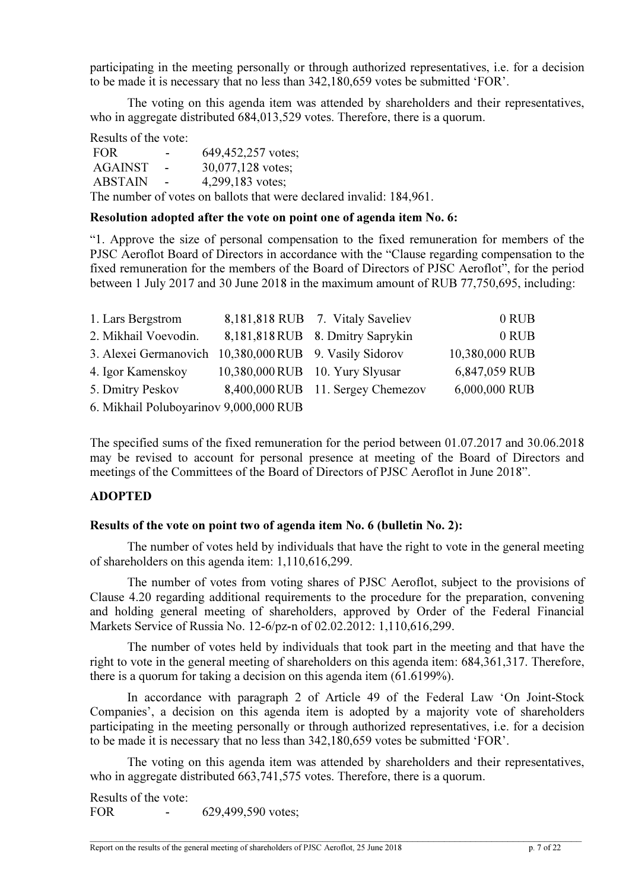participating in the meeting personally or through authorized representatives, i.e. for a decision to be made it is necessary that no less than 342,180,659 votes be submitted 'FOR'.

The voting on this agenda item was attended by shareholders and their representatives, who in aggregate distributed 684,013,529 votes. Therefore, there is a quorum.

Results of the vote:

FOR - 649,452,257 votes;
AGAINST - 30,077,128 votes;
ABSTAIN - 4,299,183 votes;

The number of votes on ballots that were declared invalid: 184,961.

**Resolution adopted after the vote on point one of agenda item No. 6:**

"1. Approve the size of personal compensation to the fixed remuneration for members of the PJSC Aeroflot Board of Directors in accordance with the "Clause regarding compensation to the fixed remuneration for the members of the Board of Directors of PJSC Aeroflot", for the period between 1 July 2017 and 30 June 2018 in the maximum amount of RUB 77,750,695, including:

| | | | |
|---|---|---|---|
| 1. Lars Bergstrom | 8,181,818 RUB | 7. Vitaly Saveliev | 0 RUB |
| 2. Mikhail Voevodin. | 8,181,818 RUB | 8. Dmitry Saprykin | 0 RUB |
| 3. Alexei Germanovich | 10,380,000 RUB | 9. Vasily Sidorov | 10,380,000 RUB |
| 4. Igor Kamenskoy | 10,380,000 RUB | 10. Yury Slyusar | 6,847,059 RUB |
| 5. Dmitry Peskov | 8,400,000 RUB | 11. Sergey Chemezov | 6,000,000 RUB |
| 6. Mikhail Poluboyarinov | 9,000,000 RUB | | |

The specified sums of the fixed remuneration for the period between 01.07.2017 and 30.06.2018 may be revised to account for personal presence at meeting of the Board of Directors and meetings of the Committees of the Board of Directors of PJSC Aeroflot in June 2018".

**ADOPTED**

**Results of the vote on point two of agenda item No. 6 (bulletin No. 2):**

The number of votes held by individuals that have the right to vote in the general meeting of shareholders on this agenda item: 1,110,616,299.

The number of votes from voting shares of PJSC Aeroflot, subject to the provisions of Clause 4.20 regarding additional requirements to the procedure for the preparation, convening and holding general meeting of shareholders, approved by Order of the Federal Financial Markets Service of Russia No. 12-6/pz-n of 02.02.2012: 1,110,616,299.

The number of votes held by individuals that took part in the meeting and that have the right to vote in the general meeting of shareholders on this agenda item: 684,361,317. Therefore, there is a quorum for taking a decision on this agenda item (61.6199%).

In accordance with paragraph 2 of Article 49 of the Federal Law 'On Joint-Stock Companies', a decision on this agenda item is adopted by a majority vote of shareholders participating in the meeting personally or through authorized representatives, i.e. for a decision to be made it is necessary that no less than 342,180,659 votes be submitted 'FOR'.

The voting on this agenda item was attended by shareholders and their representatives, who in aggregate distributed 663,741,575 votes. Therefore, there is a quorum.

Results of the vote:

FOR - 629,499,590 votes;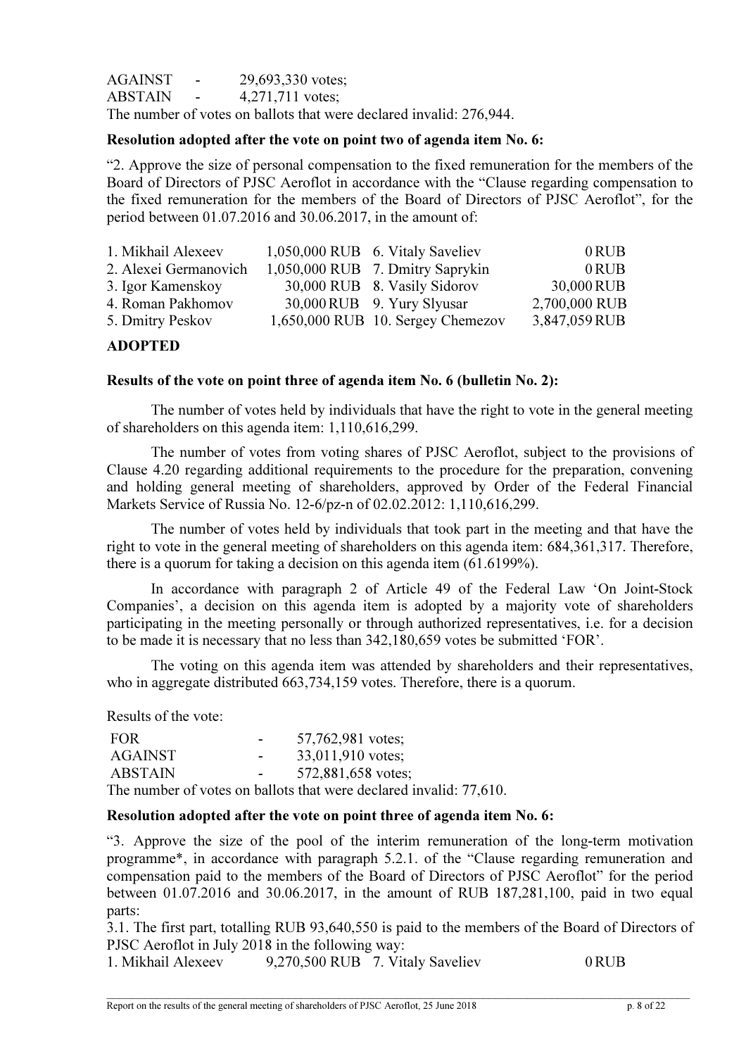AGAINST - 29,693,330 votes;
ABSTAIN - 4,271,711 votes;
The number of votes on ballots that were declared invalid: 276,944.

**Resolution adopted after the vote on point two of agenda item No. 6:**

"2. Approve the size of personal compensation to the fixed remuneration for the members of the Board of Directors of PJSC Aeroflot in accordance with the "Clause regarding compensation to the fixed remuneration for the members of the Board of Directors of PJSC Aeroflot", for the period between 01.07.2016 and 30.06.2017, in the amount of:

| | | | |
|---|---|---|---|
| 1. Mikhail Alexeev | 1,050,000 RUB | 6. Vitaly Saveliev | 0 RUB |
| 2. Alexei Germanovich | 1,050,000 RUB | 7. Dmitry Saprykin | 0 RUB |
| 3. Igor Kamenskoy | 30,000 RUB | 8. Vasily Sidorov | 30,000 RUB |
| 4. Roman Pakhomov | 30,000 RUB | 9. Yury Slyusar | 2,700,000 RUB |
| 5. Dmitry Peskov | 1,650,000 RUB | 10. Sergey Chemezov | 3,847,059 RUB |

**ADOPTED**

**Results of the vote on point three of agenda item No. 6 (bulletin No. 2):**

The number of votes held by individuals that have the right to vote in the general meeting of shareholders on this agenda item: 1,110,616,299.

The number of votes from voting shares of PJSC Aeroflot, subject to the provisions of Clause 4.20 regarding additional requirements to the procedure for the preparation, convening and holding general meeting of shareholders, approved by Order of the Federal Financial Markets Service of Russia No. 12-6/pz-n of 02.02.2012: 1,110,616,299.

The number of votes held by individuals that took part in the meeting and that have the right to vote in the general meeting of shareholders on this agenda item: 684,361,317. Therefore, there is a quorum for taking a decision on this agenda item (61.6199%).

In accordance with paragraph 2 of Article 49 of the Federal Law 'On Joint-Stock Companies', a decision on this agenda item is adopted by a majority vote of shareholders participating in the meeting personally or through authorized representatives, i.e. for a decision to be made it is necessary that no less than 342,180,659 votes be submitted 'FOR'.

The voting on this agenda item was attended by shareholders and their representatives, who in aggregate distributed 663,734,159 votes. Therefore, there is a quorum.

Results of the vote:

FOR - 57,762,981 votes;
AGAINST - 33,011,910 votes;
ABSTAIN - 572,881,658 votes;
The number of votes on ballots that were declared invalid: 77,610.

**Resolution adopted after the vote on point three of agenda item No. 6:**

"3. Approve the size of the pool of the interim remuneration of the long-term motivation programme*, in accordance with paragraph 5.2.1. of the "Clause regarding remuneration and compensation paid to the members of the Board of Directors of PJSC Aeroflot" for the period between 01.07.2016 and 30.06.2017, in the amount of RUB 187,281,100, paid in two equal parts:

3.1. The first part, totalling RUB 93,640,550 is paid to the members of the Board of Directors of PJSC Aeroflot in July 2018 in the following way:

| | | | |
|---|---|---|---|
| 1. Mikhail Alexeev | 9,270,500 RUB | 7. Vitaly Saveliev | 0 RUB |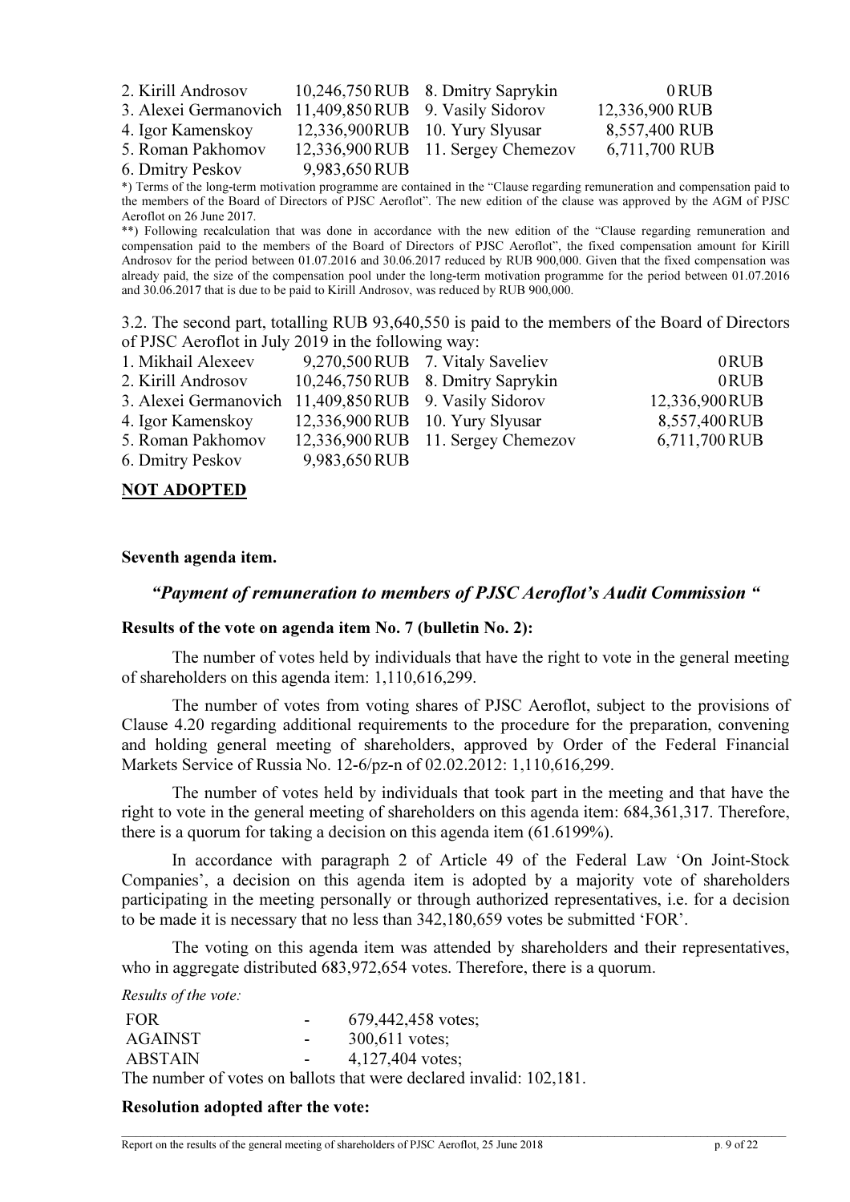| | | | |
|---|---|---|---|
| 2. Kirill Androsov | 10,246,750 RUB | 8. Dmitry Saprykin | 0 RUB |
| 3. Alexei Germanovich | 11,409,850 RUB | 9. Vasily Sidorov | 12,336,900 RUB |
| 4. Igor Kamenskoy | 12,336,900 RUB | 10. Yury Slyusar | 8,557,400 RUB |
| 5. Roman Pakhomov | 12,336,900 RUB | 11. Sergey Chemezov | 6,711,700 RUB |
| 6. Dmitry Peskov | 9,983,650 RUB | | |

*) Terms of the long-term motivation programme are contained in the "Clause regarding remuneration and compensation paid to the members of the Board of Directors of PJSC Aeroflot". The new edition of the clause was approved by the AGM of PJSC Aeroflot on 26 June 2017.

**) Following recalculation that was done in accordance with the new edition of the "Clause regarding remuneration and compensation paid to the members of the Board of Directors of PJSC Aeroflot", the fixed compensation amount for Kirill Androsov for the period between 01.07.2016 and 30.06.2017 reduced by RUB 900,000. Given that the fixed compensation was already paid, the size of the compensation pool under the long-term motivation programme for the period between 01.07.2016 and 30.06.2017 that is due to be paid to Kirill Androsov, was reduced by RUB 900,000.

3.2. The second part, totalling RUB 93,640,550 is paid to the members of the Board of Directors of PJSC Aeroflot in July 2019 in the following way:

| | | | |
|---|---|---|---|
| 1. Mikhail Alexeev | 9,270,500 RUB | 7. Vitaly Saveliev | 0 RUB |
| 2. Kirill Androsov | 10,246,750 RUB | 8. Dmitry Saprykin | 0 RUB |
| 3. Alexei Germanovich | 11,409,850 RUB | 9. Vasily Sidorov | 12,336,900 RUB |
| 4. Igor Kamenskoy | 12,336,900 RUB | 10. Yury Slyusar | 8,557,400 RUB |
| 5. Roman Pakhomov | 12,336,900 RUB | 11. Sergey Chemezov | 6,711,700 RUB |
| 6. Dmitry Peskov | 9,983,650 RUB | | |

**NOT ADOPTED**

**Seventh agenda item.**

### *"Payment of remuneration to members of PJSC Aeroflot's Audit Commission "*

**Results of the vote on agenda item No. 7 (bulletin No. 2):**

The number of votes held by individuals that have the right to vote in the general meeting of shareholders on this agenda item: 1,110,616,299.

The number of votes from voting shares of PJSC Aeroflot, subject to the provisions of Clause 4.20 regarding additional requirements to the procedure for the preparation, convening and holding general meeting of shareholders, approved by Order of the Federal Financial Markets Service of Russia No. 12-6/pz-n of 02.02.2012: 1,110,616,299.

The number of votes held by individuals that took part in the meeting and that have the right to vote in the general meeting of shareholders on this agenda item: 684,361,317. Therefore, there is a quorum for taking a decision on this agenda item (61.6199%).

In accordance with paragraph 2 of Article 49 of the Federal Law 'On Joint-Stock Companies', a decision on this agenda item is adopted by a majority vote of shareholders participating in the meeting personally or through authorized representatives, i.e. for a decision to be made it is necessary that no less than 342,180,659 votes be submitted 'FOR'.

The voting on this agenda item was attended by shareholders and their representatives, who in aggregate distributed 683,972,654 votes. Therefore, there is a quorum.

*Results of the vote:*

| | | |
|---|---|---|
| FOR | - | 679,442,458 votes; |
| AGAINST | - | 300,611 votes; |
| ABSTAIN | - | 4,127,404 votes; |

The number of votes on ballots that were declared invalid: 102,181.

**Resolution adopted after the vote:**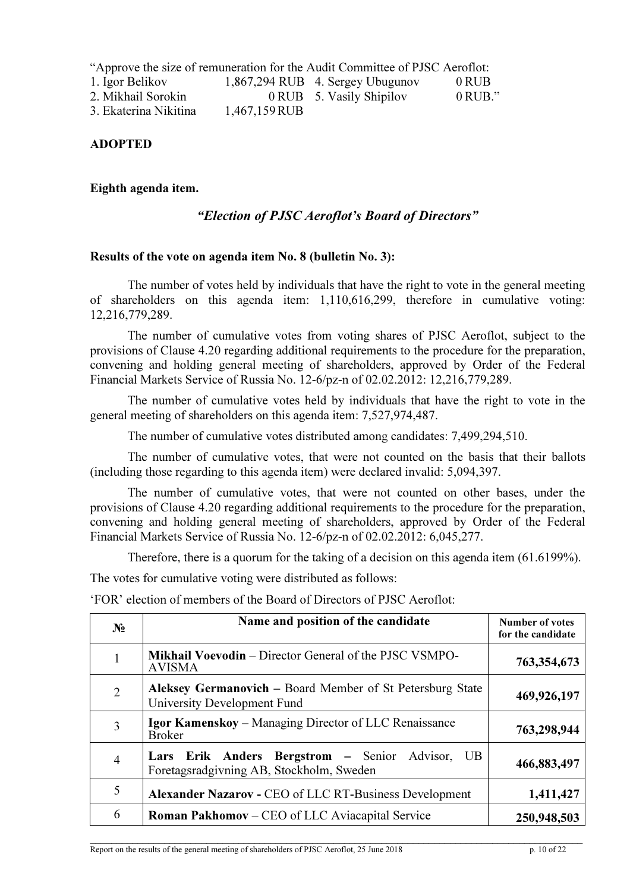"Approve the size of remuneration for the Audit Committee of PJSC Aeroflot:

1. Igor Belikov 1,867,294 RUB
2. Mikhail Sorokin 0 RUB
3. Ekaterina Nikitina 1,467,159 RUB
4. Sergey Ubugunov 0 RUB
5. Vasily Shipilov 0 RUB."

**ADOPTED**

**Eighth agenda item.**

***"Election of PJSC Aeroflot's Board of Directors"***

**Results of the vote on agenda item No. 8 (bulletin No. 3):**

The number of votes held by individuals that have the right to vote in the general meeting of shareholders on this agenda item: 1,110,616,299, therefore in cumulative voting: 12,216,779,289.

The number of cumulative votes from voting shares of PJSC Aeroflot, subject to the provisions of Clause 4.20 regarding additional requirements to the procedure for the preparation, convening and holding general meeting of shareholders, approved by Order of the Federal Financial Markets Service of Russia No. 12-6/pz-n of 02.02.2012: 12,216,779,289.

The number of cumulative votes held by individuals that have the right to vote in the general meeting of shareholders on this agenda item: 7,527,974,487.

The number of cumulative votes distributed among candidates: 7,499,294,510.

The number of cumulative votes, that were not counted on the basis that their ballots (including those regarding to this agenda item) were declared invalid: 5,094,397.

The number of cumulative votes, that were not counted on other bases, under the provisions of Clause 4.20 regarding additional requirements to the procedure for the preparation, convening and holding general meeting of shareholders, approved by Order of the Federal Financial Markets Service of Russia No. 12-6/pz-n of 02.02.2012: 6,045,277.

Therefore, there is a quorum for the taking of a decision on this agenda item (61.6199%).

The votes for cumulative voting were distributed as follows:

'FOR' election of members of the Board of Directors of PJSC Aeroflot:

| № | Name and position of the candidate | Number of votes for the candidate |
|---|---|---|
| 1 | **Mikhail Voevodin** – Director General of the PJSC VSMPO-AVISMA | **763,354,673** |
| 2 | **Aleksey Germanovich –** Board Member of St Petersburg State University Development Fund | **469,926,197** |
| 3 | **Igor Kamenskoy** – Managing Director of LLC Renaissance Broker | **763,298,944** |
| 4 | **Lars Erik Anders Bergstrom –** Senior Advisor, UB Foretagsradgivning AB, Stockholm, Sweden | **466,883,497** |
| 5 | **Alexander Nazarov -** CEO of LLC RT-Business Development | **1,411,427** |
| 6 | **Roman Pakhomov** – CEO of LLC Aviacapital Service | **250,948,503** |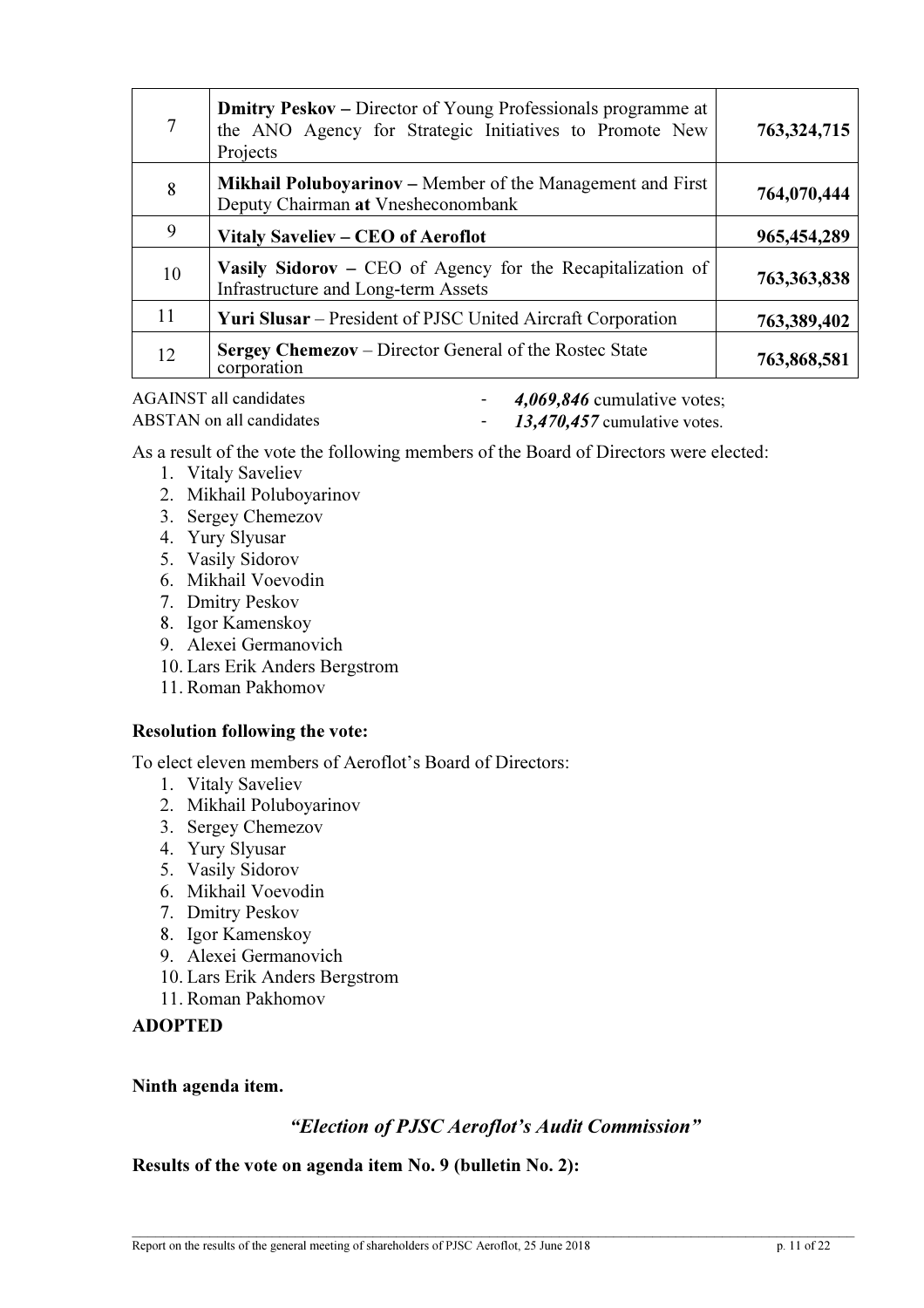| 7 | **Dmitry Peskov –** Director of Young Professionals programme at the ANO Agency for Strategic Initiatives to Promote New Projects | **763,324,715** |
|---|---|---|
| 8 | **Mikhail Poluboyarinov –** Member of the Management and First Deputy Chairman **at** Vnesheconombank | **764,070,444** |
| 9 | **Vitaly Saveliev – CEO of Aeroflot** | **965,454,289** |
| 10 | **Vasily Sidorov –** CEO of Agency for the Recapitalization of Infrastructure and Long-term Assets | **763,363,838** |
| 11 | **Yuri Slusar** – President of PJSC United Aircraft Corporation | **763,389,402** |
| 12 | **Sergey Chemezov** – Director General of the Rostec State corporation | **763,868,581** |

AGAINST all candidates - ***4,069,846*** cumulative votes;
ABSTAN on all candidates - ***13,470,457*** cumulative votes.

As a result of the vote the following members of the Board of Directors were elected:

1. Vitaly Saveliev
2. Mikhail Poluboyarinov
3. Sergey Chemezov
4. Yury Slyusar
5. Vasily Sidorov
6. Mikhail Voevodin
7. Dmitry Peskov
8. Igor Kamenskoy
9. Alexei Germanovich
10. Lars Erik Anders Bergstrom
11. Roman Pakhomov

**Resolution following the vote:**

To elect eleven members of Aeroflot's Board of Directors:

1. Vitaly Saveliev
2. Mikhail Poluboyarinov
3. Sergey Chemezov
4. Yury Slyusar
5. Vasily Sidorov
6. Mikhail Voevodin
7. Dmitry Peskov
8. Igor Kamenskoy
9. Alexei Germanovich
10. Lars Erik Anders Bergstrom
11. Roman Pakhomov

**ADOPTED**

**Ninth agenda item.**

### *"Election of PJSC Aeroflot's Audit Commission"*

**Results of the vote on agenda item No. 9 (bulletin No. 2):**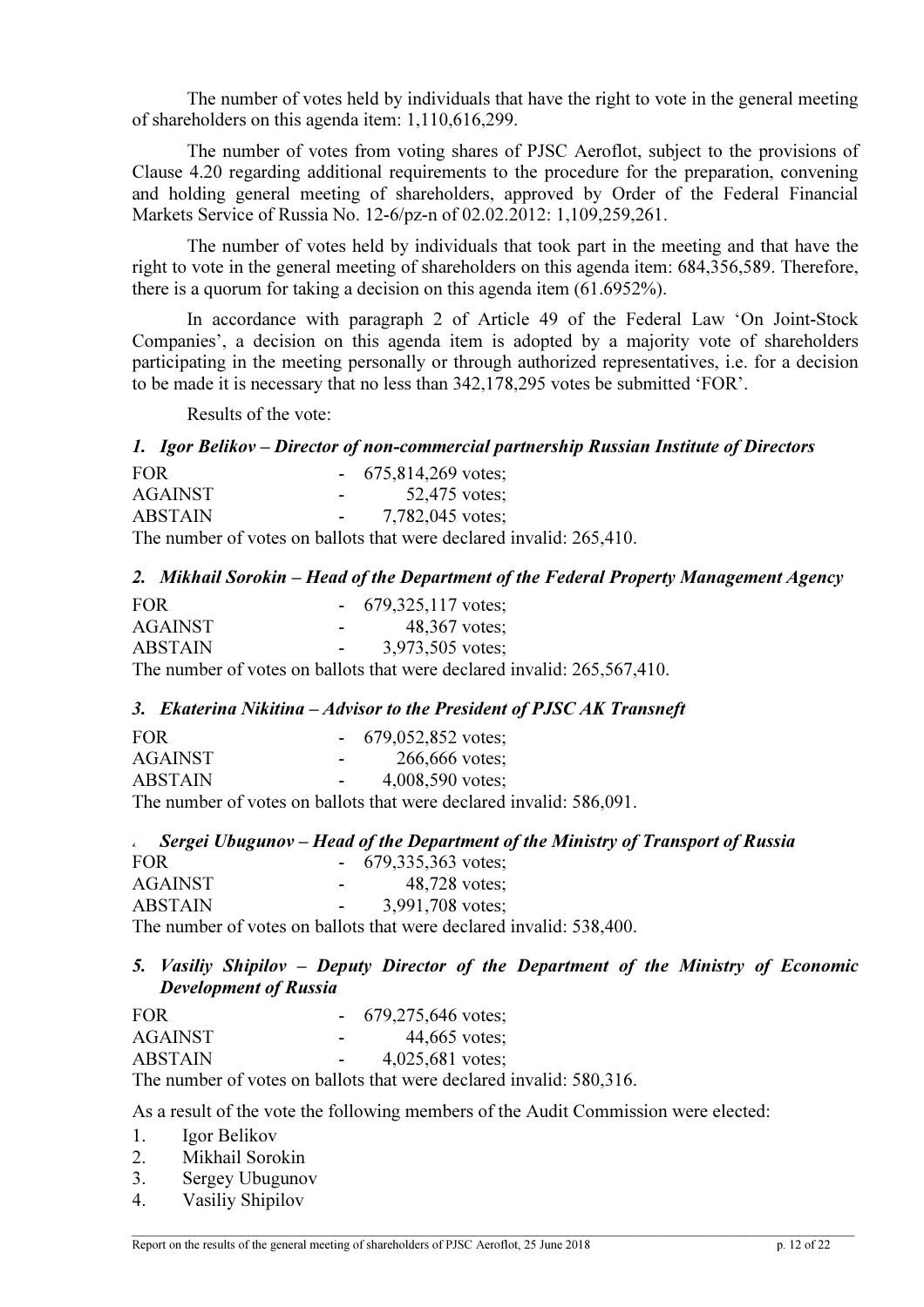The number of votes held by individuals that have the right to vote in the general meeting of shareholders on this agenda item: 1,110,616,299.

The number of votes from voting shares of PJSC Aeroflot, subject to the provisions of Clause 4.20 regarding additional requirements to the procedure for the preparation, convening and holding general meeting of shareholders, approved by Order of the Federal Financial Markets Service of Russia No. 12-6/pz-n of 02.02.2012: 1,109,259,261.

The number of votes held by individuals that took part in the meeting and that have the right to vote in the general meeting of shareholders on this agenda item: 684,356,589. Therefore, there is a quorum for taking a decision on this agenda item (61.6952%).

In accordance with paragraph 2 of Article 49 of the Federal Law 'On Joint-Stock Companies', a decision on this agenda item is adopted by a majority vote of shareholders participating in the meeting personally or through authorized representatives, i.e. for a decision to be made it is necessary that no less than 342,178,295 votes be submitted 'FOR'.

Results of the vote:

***1. Igor Belikov – Director of non-commercial partnership Russian Institute of Directors***

FOR - 675,814,269 votes;
AGAINST - 52,475 votes;
ABSTAIN - 7,782,045 votes;
The number of votes on ballots that were declared invalid: 265,410.

***2. Mikhail Sorokin – Head of the Department of the Federal Property Management Agency***

FOR - 679,325,117 votes;
AGAINST - 48,367 votes;
ABSTAIN - 3,973,505 votes;
The number of votes on ballots that were declared invalid: 265,567,410.

***3. Ekaterina Nikitina – Advisor to the President of PJSC AK Transneft***

FOR - 679,052,852 votes;
AGAINST - 266,666 votes;
ABSTAIN - 4,008,590 votes;
The number of votes on ballots that were declared invalid: 586,091.

***4. Sergei Ubugunov – Head of the Department of the Ministry of Transport of Russia***

FOR - 679,335,363 votes;
AGAINST - 48,728 votes;
ABSTAIN - 3,991,708 votes;
The number of votes on ballots that were declared invalid: 538,400.

***5. Vasiliy Shipilov – Deputy Director of the Department of the Ministry of Economic Development of Russia***

FOR - 679,275,646 votes;
AGAINST - 44,665 votes;
ABSTAIN - 4,025,681 votes;
The number of votes on ballots that were declared invalid: 580,316.

As a result of the vote the following members of the Audit Commission were elected:

1. Igor Belikov
2. Mikhail Sorokin
3. Sergey Ubugunov
4. Vasiliy Shipilov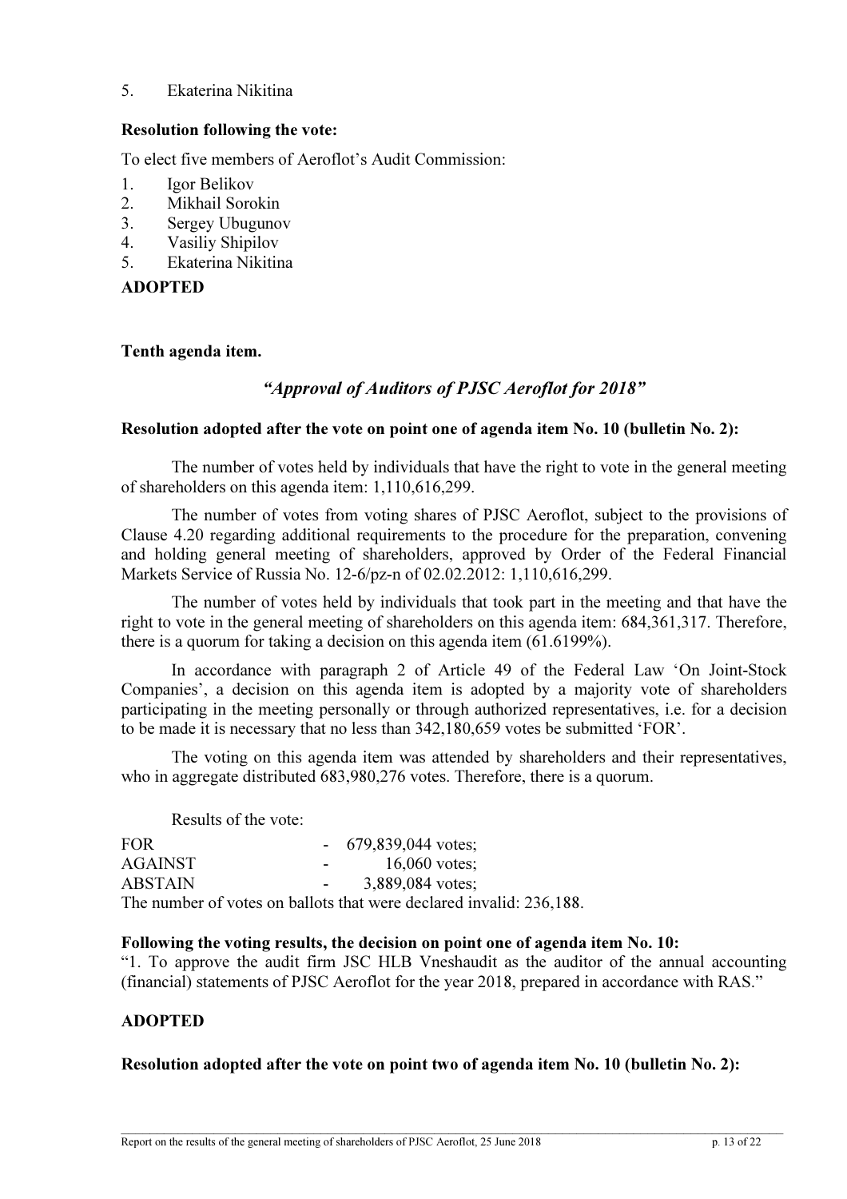5. Ekaterina Nikitina

**Resolution following the vote:**

To elect five members of Aeroflot's Audit Commission:

1. Igor Belikov
2. Mikhail Sorokin
3. Sergey Ubugunov
4. Vasiliy Shipilov
5. Ekaterina Nikitina

**ADOPTED**

**Tenth agenda item.**

### *"Approval of Auditors of PJSC Aeroflot for 2018"*

**Resolution adopted after the vote on point one of agenda item No. 10 (bulletin No. 2):**

The number of votes held by individuals that have the right to vote in the general meeting of shareholders on this agenda item: 1,110,616,299.

The number of votes from voting shares of PJSC Aeroflot, subject to the provisions of Clause 4.20 regarding additional requirements to the procedure for the preparation, convening and holding general meeting of shareholders, approved by Order of the Federal Financial Markets Service of Russia No. 12-6/pz-n of 02.02.2012: 1,110,616,299.

The number of votes held by individuals that took part in the meeting and that have the right to vote in the general meeting of shareholders on this agenda item: 684,361,317. Therefore, there is a quorum for taking a decision on this agenda item (61.6199%).

In accordance with paragraph 2 of Article 49 of the Federal Law 'On Joint-Stock Companies', a decision on this agenda item is adopted by a majority vote of shareholders participating in the meeting personally or through authorized representatives, i.e. for a decision to be made it is necessary that no less than 342,180,659 votes be submitted 'FOR'.

The voting on this agenda item was attended by shareholders and their representatives, who in aggregate distributed 683,980,276 votes. Therefore, there is a quorum.

Results of the vote:

| | | |
|---|---|---|
| FOR | - | 679,839,044 votes; |
| AGAINST | - | 16,060 votes; |
| ABSTAIN | - | 3,889,084 votes; |

The number of votes on ballots that were declared invalid: 236,188.

**Following the voting results, the decision on point one of agenda item No. 10:**
"1. To approve the audit firm JSC HLB Vneshaudit as the auditor of the annual accounting (financial) statements of PJSC Aeroflot for the year 2018, prepared in accordance with RAS."

**ADOPTED**

**Resolution adopted after the vote on point two of agenda item No. 10 (bulletin No. 2):**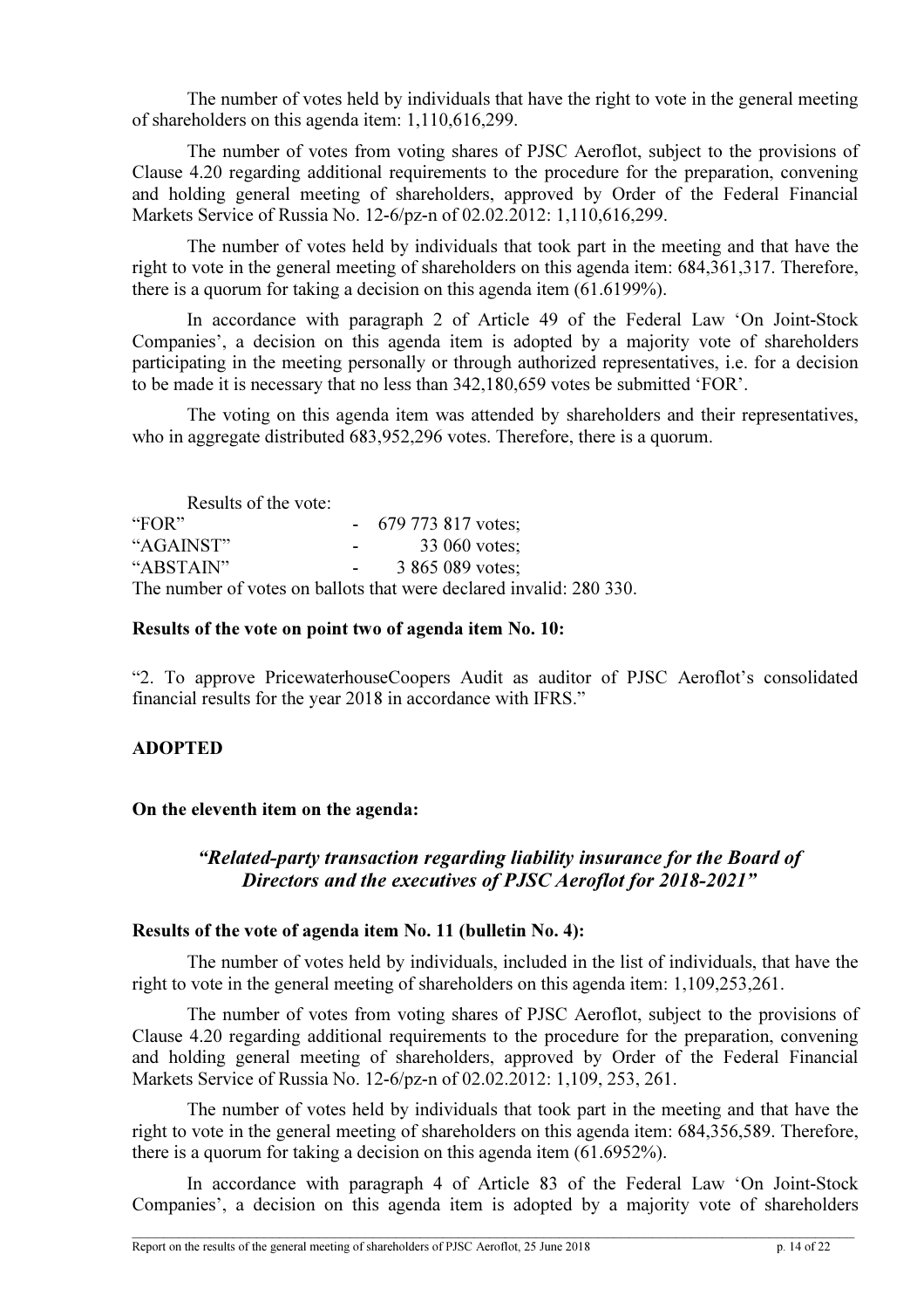The number of votes held by individuals that have the right to vote in the general meeting of shareholders on this agenda item: 1,110,616,299.

The number of votes from voting shares of PJSC Aeroflot, subject to the provisions of Clause 4.20 regarding additional requirements to the procedure for the preparation, convening and holding general meeting of shareholders, approved by Order of the Federal Financial Markets Service of Russia No. 12-6/pz-n of 02.02.2012: 1,110,616,299.

The number of votes held by individuals that took part in the meeting and that have the right to vote in the general meeting of shareholders on this agenda item: 684,361,317. Therefore, there is a quorum for taking a decision on this agenda item (61.6199%).

In accordance with paragraph 2 of Article 49 of the Federal Law 'On Joint-Stock Companies', a decision on this agenda item is adopted by a majority vote of shareholders participating in the meeting personally or through authorized representatives, i.e. for a decision to be made it is necessary that no less than 342,180,659 votes be submitted 'FOR'.

The voting on this agenda item was attended by shareholders and their representatives, who in aggregate distributed 683,952,296 votes. Therefore, there is a quorum.

Results of the vote:

"FOR" - 679 773 817 votes;
"AGAINST" - 33 060 votes;
"ABSTAIN" - 3 865 089 votes;
The number of votes on ballots that were declared invalid: 280 330.

**Results of the vote on point two of agenda item No. 10:**

"2. To approve PricewaterhouseCoopers Audit as auditor of PJSC Aeroflot's consolidated financial results for the year 2018 in accordance with IFRS."

**ADOPTED**

**On the eleventh item on the agenda:**

***"Related-party transaction regarding liability insurance for the Board of Directors and the executives of PJSC Aeroflot for 2018-2021"***

**Results of the vote of agenda item No. 11 (bulletin No. 4):**

The number of votes held by individuals, included in the list of individuals, that have the right to vote in the general meeting of shareholders on this agenda item: 1,109,253,261.

The number of votes from voting shares of PJSC Aeroflot, subject to the provisions of Clause 4.20 regarding additional requirements to the procedure for the preparation, convening and holding general meeting of shareholders, approved by Order of the Federal Financial Markets Service of Russia No. 12-6/pz-n of 02.02.2012: 1,109, 253, 261.

The number of votes held by individuals that took part in the meeting and that have the right to vote in the general meeting of shareholders on this agenda item: 684,356,589. Therefore, there is a quorum for taking a decision on this agenda item (61.6952%).

In accordance with paragraph 4 of Article 83 of the Federal Law 'On Joint-Stock Companies', a decision on this agenda item is adopted by a majority vote of shareholders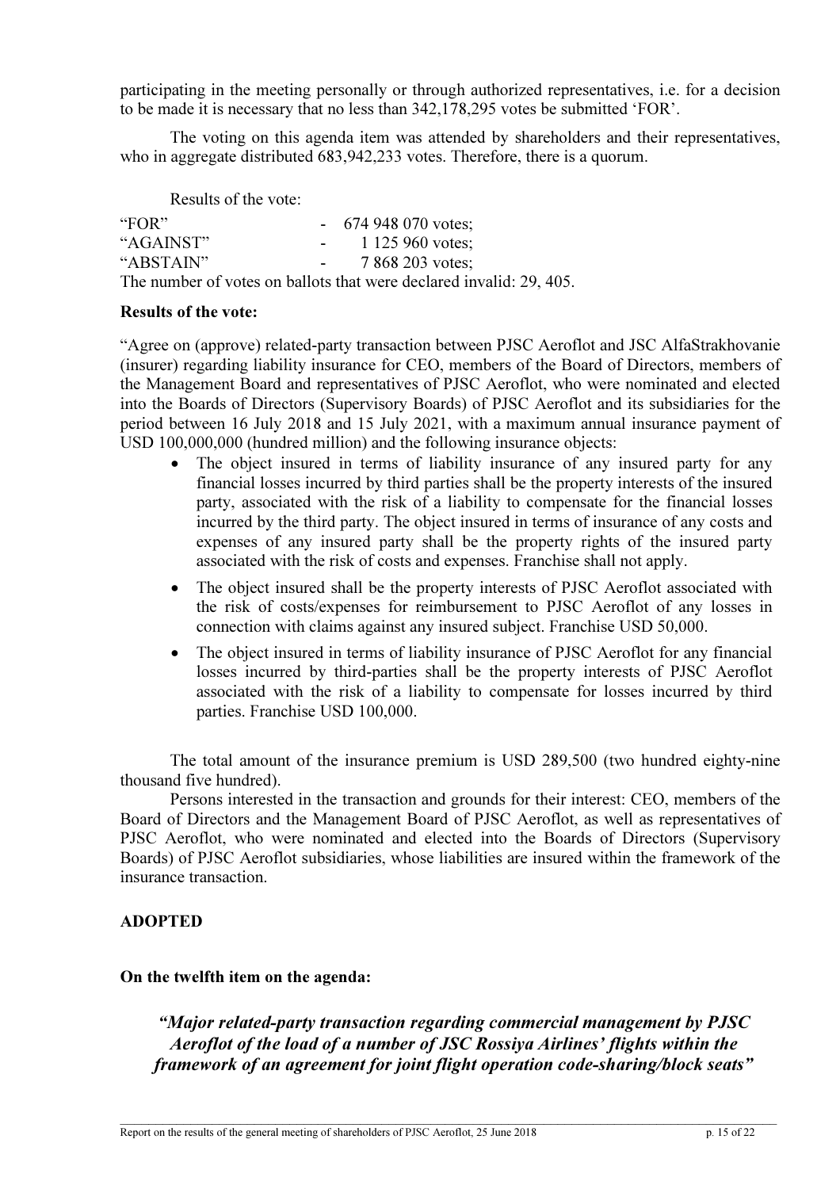participating in the meeting personally or through authorized representatives, i.e. for a decision to be made it is necessary that no less than 342,178,295 votes be submitted 'FOR'.

The voting on this agenda item was attended by shareholders and their representatives, who in aggregate distributed 683,942,233 votes. Therefore, there is a quorum.

Results of the vote:

"FOR" - 674 948 070 votes;
"AGAINST" - 1 125 960 votes;
"ABSTAIN" - 7 868 203 votes;
The number of votes on ballots that were declared invalid: 29, 405.

**Results of the vote:**

"Agree on (approve) related-party transaction between PJSC Aeroflot and JSC AlfaStrakhovanie (insurer) regarding liability insurance for CEO, members of the Board of Directors, members of the Management Board and representatives of PJSC Aeroflot, who were nominated and elected into the Boards of Directors (Supervisory Boards) of PJSC Aeroflot and its subsidiaries for the period between 16 July 2018 and 15 July 2021, with a maximum annual insurance payment of USD 100,000,000 (hundred million) and the following insurance objects:

- The object insured in terms of liability insurance of any insured party for any financial losses incurred by third parties shall be the property interests of the insured party, associated with the risk of a liability to compensate for the financial losses incurred by the third party. The object insured in terms of insurance of any costs and expenses of any insured party shall be the property rights of the insured party associated with the risk of costs and expenses. Franchise shall not apply.
- The object insured shall be the property interests of PJSC Aeroflot associated with the risk of costs/expenses for reimbursement to PJSC Aeroflot of any losses in connection with claims against any insured subject. Franchise USD 50,000.
- The object insured in terms of liability insurance of PJSC Aeroflot for any financial losses incurred by third-parties shall be the property interests of PJSC Aeroflot associated with the risk of a liability to compensate for losses incurred by third parties. Franchise USD 100,000.

The total amount of the insurance premium is USD 289,500 (two hundred eighty-nine thousand five hundred).

Persons interested in the transaction and grounds for their interest: CEO, members of the Board of Directors and the Management Board of PJSC Aeroflot, as well as representatives of PJSC Aeroflot, who were nominated and elected into the Boards of Directors (Supervisory Boards) of PJSC Aeroflot subsidiaries, whose liabilities are insured within the framework of the insurance transaction.

**ADOPTED**

**On the twelfth item on the agenda:**

***"Major related-party transaction regarding commercial management by PJSC Aeroflot of the load of a number of JSC Rossiya Airlines' flights within the framework of an agreement for joint flight operation code-sharing/block seats"***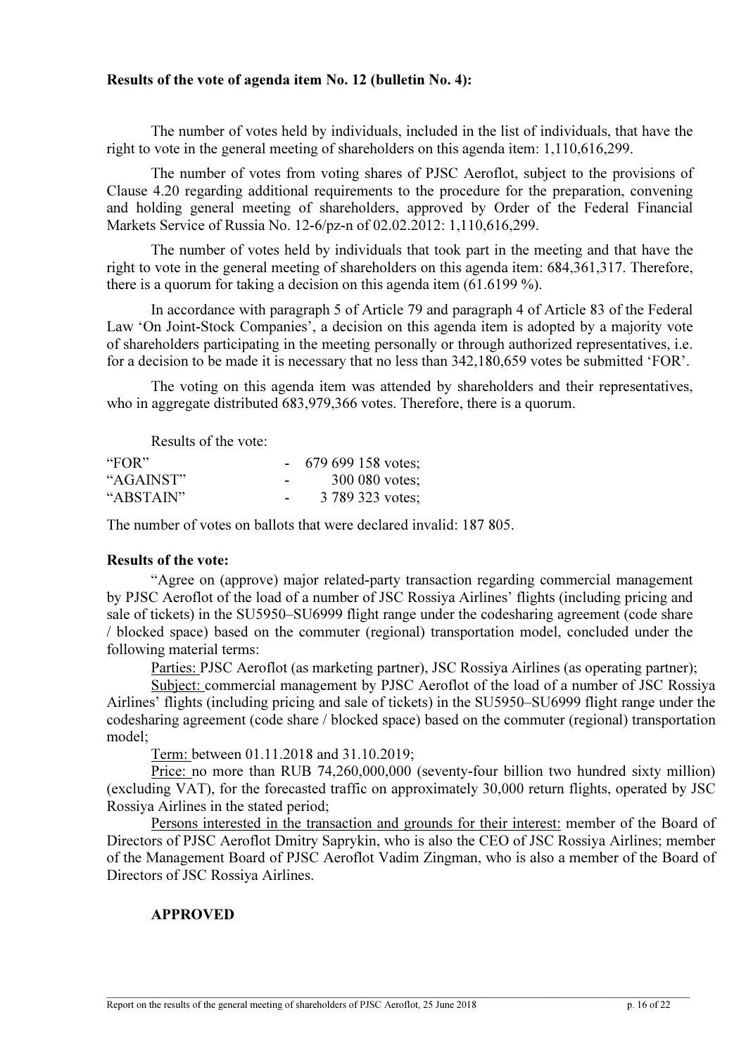**Results of the vote of agenda item No. 12 (bulletin No. 4):**

The number of votes held by individuals, included in the list of individuals, that have the right to vote in the general meeting of shareholders on this agenda item: 1,110,616,299.

The number of votes from voting shares of PJSC Aeroflot, subject to the provisions of Clause 4.20 regarding additional requirements to the procedure for the preparation, convening and holding general meeting of shareholders, approved by Order of the Federal Financial Markets Service of Russia No. 12-6/pz-n of 02.02.2012: 1,110,616,299.

The number of votes held by individuals that took part in the meeting and that have the right to vote in the general meeting of shareholders on this agenda item: 684,361,317. Therefore, there is a quorum for taking a decision on this agenda item (61.6199 %).

In accordance with paragraph 5 of Article 79 and paragraph 4 of Article 83 of the Federal Law 'On Joint-Stock Companies', a decision on this agenda item is adopted by a majority vote of shareholders participating in the meeting personally or through authorized representatives, i.e. for a decision to be made it is necessary that no less than 342,180,659 votes be submitted 'FOR'.

The voting on this agenda item was attended by shareholders and their representatives, who in aggregate distributed 683,979,366 votes. Therefore, there is a quorum.

Results of the vote:

| | | |
|---|---|---|
| "FOR" | - | 679 699 158 votes; |
| "AGAINST" | - | 300 080 votes; |
| "ABSTAIN" | - | 3 789 323 votes; |

The number of votes on ballots that were declared invalid: 187 805.

**Results of the vote:**

"Agree on (approve) major related-party transaction regarding commercial management by PJSC Aeroflot of the load of a number of JSC Rossiya Airlines' flights (including pricing and sale of tickets) in the SU5950–SU6999 flight range under the codesharing agreement (code share / blocked space) based on the commuter (regional) transportation model, concluded under the following material terms:

Parties: PJSC Aeroflot (as marketing partner), JSC Rossiya Airlines (as operating partner);

Subject: commercial management by PJSC Aeroflot of the load of a number of JSC Rossiya Airlines' flights (including pricing and sale of tickets) in the SU5950–SU6999 flight range under the codesharing agreement (code share / blocked space) based on the commuter (regional) transportation model;

Term: between 01.11.2018 and 31.10.2019;

Price: no more than RUB 74,260,000,000 (seventy-four billion two hundred sixty million) (excluding VAT), for the forecasted traffic on approximately 30,000 return flights, operated by JSC Rossiya Airlines in the stated period;

Persons interested in the transaction and grounds for their interest: member of the Board of Directors of PJSC Aeroflot Dmitry Saprykin, who is also the CEO of JSC Rossiya Airlines; member of the Management Board of PJSC Aeroflot Vadim Zingman, who is also a member of the Board of Directors of JSC Rossiya Airlines.

**APPROVED**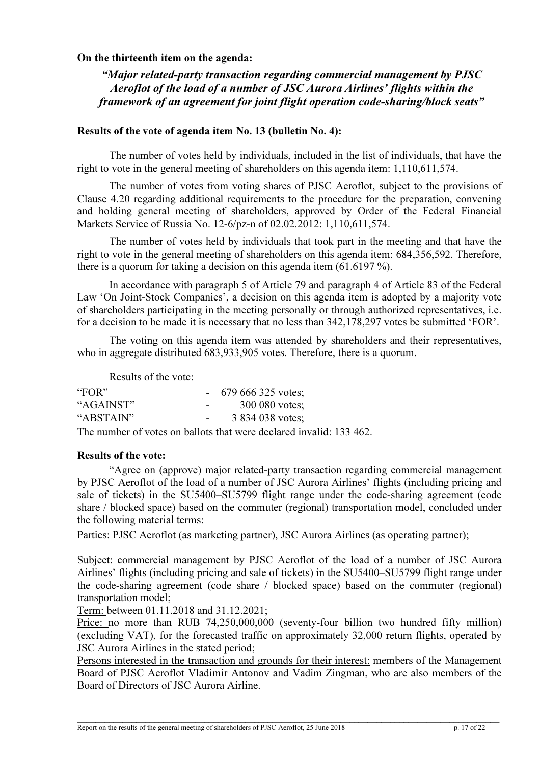**On the thirteenth item on the agenda:**

***"Major related-party transaction regarding commercial management by PJSC Aeroflot of the load of a number of JSC Aurora Airlines' flights within the framework of an agreement for joint flight operation code-sharing/block seats"***

**Results of the vote of agenda item No. 13 (bulletin No. 4):**

The number of votes held by individuals, included in the list of individuals, that have the right to vote in the general meeting of shareholders on this agenda item: 1,110,611,574.

The number of votes from voting shares of PJSC Aeroflot, subject to the provisions of Clause 4.20 regarding additional requirements to the procedure for the preparation, convening and holding general meeting of shareholders, approved by Order of the Federal Financial Markets Service of Russia No. 12-6/pz-n of 02.02.2012: 1,110,611,574.

The number of votes held by individuals that took part in the meeting and that have the right to vote in the general meeting of shareholders on this agenda item: 684,356,592. Therefore, there is a quorum for taking a decision on this agenda item (61.6197 %).

In accordance with paragraph 5 of Article 79 and paragraph 4 of Article 83 of the Federal Law 'On Joint-Stock Companies', a decision on this agenda item is adopted by a majority vote of shareholders participating in the meeting personally or through authorized representatives, i.e. for a decision to be made it is necessary that no less than 342,178,297 votes be submitted 'FOR'.

The voting on this agenda item was attended by shareholders and their representatives, who in aggregate distributed 683,933,905 votes. Therefore, there is a quorum.

Results of the vote:

| | | |
|---|---|---|
| "FOR" | - | 679 666 325 votes; |
| "AGAINST" | - | 300 080 votes; |
| "ABSTAIN" | - | 3 834 038 votes; |

The number of votes on ballots that were declared invalid: 133 462.

**Results of the vote:**

"Agree on (approve) major related-party transaction regarding commercial management by PJSC Aeroflot of the load of a number of JSC Aurora Airlines' flights (including pricing and sale of tickets) in the SU5400–SU5799 flight range under the code-sharing agreement (code share / blocked space) based on the commuter (regional) transportation model, concluded under the following material terms:

Parties: PJSC Aeroflot (as marketing partner), JSC Aurora Airlines (as operating partner);

Subject: commercial management by PJSC Aeroflot of the load of a number of JSC Aurora Airlines' flights (including pricing and sale of tickets) in the SU5400–SU5799 flight range under the code-sharing agreement (code share / blocked space) based on the commuter (regional) transportation model;

Term: between 01.11.2018 and 31.12.2021;

Price: no more than RUB 74,250,000,000 (seventy-four billion two hundred fifty million) (excluding VAT), for the forecasted traffic on approximately 32,000 return flights, operated by JSC Aurora Airlines in the stated period;

Persons interested in the transaction and grounds for their interest: members of the Management Board of PJSC Aeroflot Vladimir Antonov and Vadim Zingman, who are also members of the Board of Directors of JSC Aurora Airline.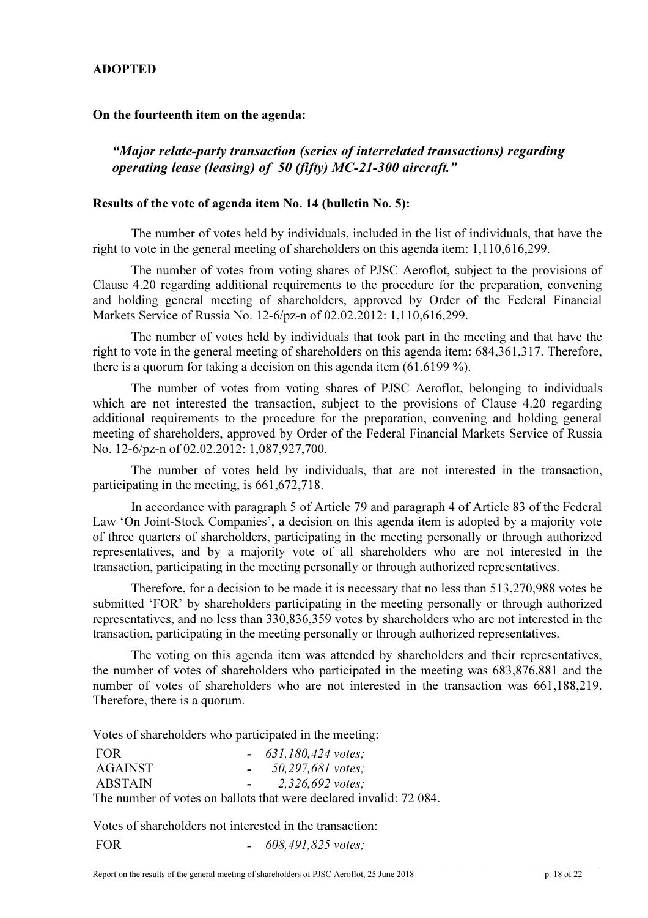**ADOPTED**

**On the fourteenth item on the agenda:**

*"Major relate-party transaction (series of interrelated transactions) regarding operating lease (leasing) of 50 (fifty) MC-21-300 aircraft."*

**Results of the vote of agenda item No. 14 (bulletin No. 5):**

The number of votes held by individuals, included in the list of individuals, that have the right to vote in the general meeting of shareholders on this agenda item: 1,110,616,299.

The number of votes from voting shares of PJSC Aeroflot, subject to the provisions of Clause 4.20 regarding additional requirements to the procedure for the preparation, convening and holding general meeting of shareholders, approved by Order of the Federal Financial Markets Service of Russia No. 12-6/pz-n of 02.02.2012: 1,110,616,299.

The number of votes held by individuals that took part in the meeting and that have the right to vote in the general meeting of shareholders on this agenda item: 684,361,317. Therefore, there is a quorum for taking a decision on this agenda item (61.6199 %).

The number of votes from voting shares of PJSC Aeroflot, belonging to individuals which are not interested the transaction, subject to the provisions of Clause 4.20 regarding additional requirements to the procedure for the preparation, convening and holding general meeting of shareholders, approved by Order of the Federal Financial Markets Service of Russia No. 12-6/pz-n of 02.02.2012: 1,087,927,700.

The number of votes held by individuals, that are not interested in the transaction, participating in the meeting, is 661,672,718.

In accordance with paragraph 5 of Article 79 and paragraph 4 of Article 83 of the Federal Law 'On Joint-Stock Companies', a decision on this agenda item is adopted by a majority vote of three quarters of shareholders, participating in the meeting personally or through authorized representatives, and by a majority vote of all shareholders who are not interested in the transaction, participating in the meeting personally or through authorized representatives.

Therefore, for a decision to be made it is necessary that no less than 513,270,988 votes be submitted 'FOR' by shareholders participating in the meeting personally or through authorized representatives, and no less than 330,836,359 votes by shareholders who are not interested in the transaction, participating in the meeting personally or through authorized representatives.

The voting on this agenda item was attended by shareholders and their representatives, the number of votes of shareholders who participated in the meeting was 683,876,881 and the number of votes of shareholders who are not interested in the transaction was 661,188,219. Therefore, there is a quorum.

Votes of shareholders who participated in the meeting:

| | | |
|---|---|---|
| FOR | - | *631,180,424 votes;* |
| AGAINST | - | *50,297,681 votes;* |
| ABSTAIN | - | *2,326,692 votes;* |

The number of votes on ballots that were declared invalid: 72 084.

Votes of shareholders not interested in the transaction:

| | | |
|---|---|---|
| FOR | - | *608,491,825 votes;* |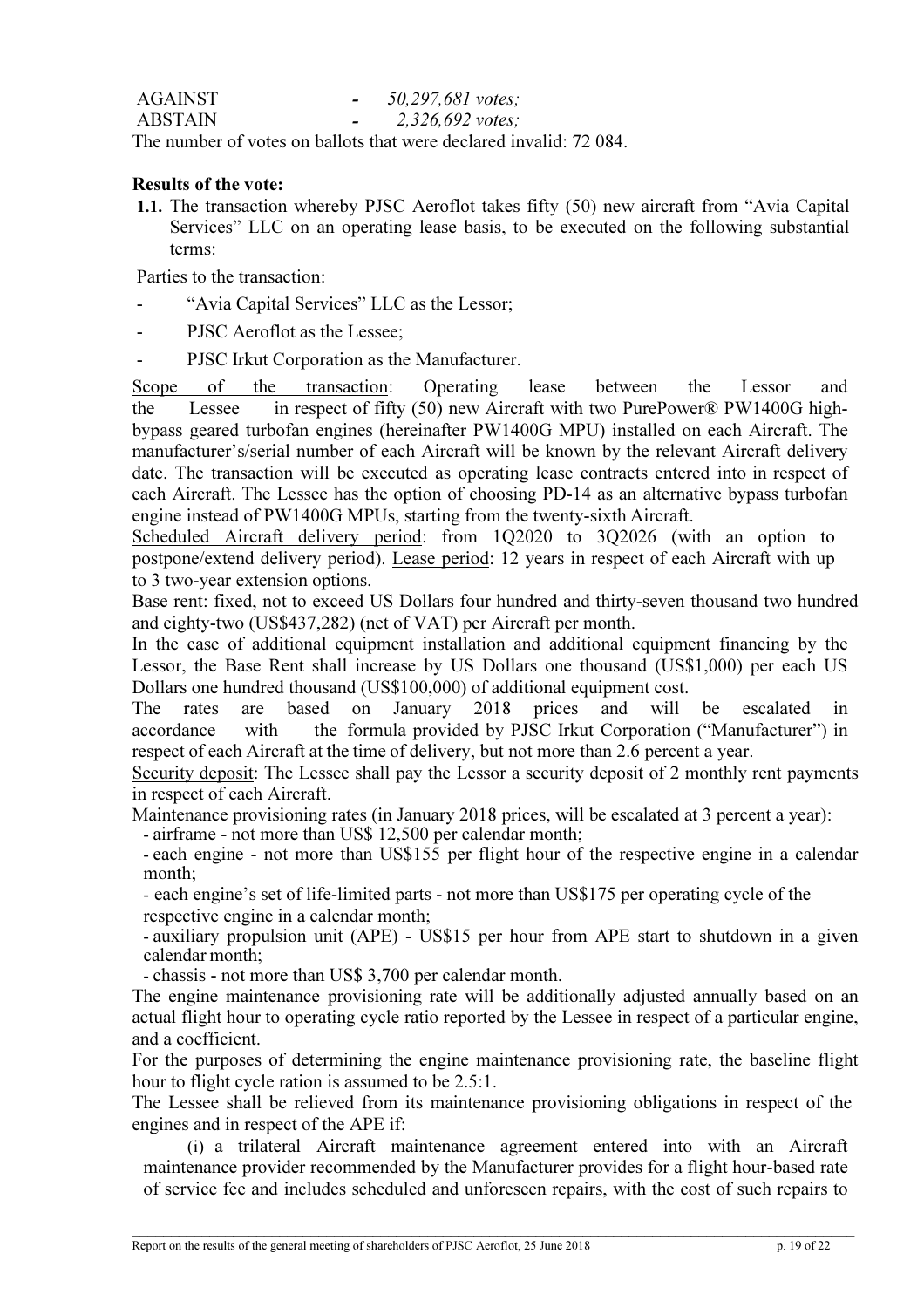AGAINST - *50,297,681 votes;*
ABSTAIN - *2,326,692 votes;*
The number of votes on ballots that were declared invalid: 72 084.

**Results of the vote:**

**1.1.** The transaction whereby PJSC Aeroflot takes fifty (50) new aircraft from "Avia Capital Services" LLC on an operating lease basis, to be executed on the following substantial terms:

Parties to the transaction:

- "Avia Capital Services" LLC as the Lessor;
- PJSC Aeroflot as the Lessee;
- PJSC Irkut Corporation as the Manufacturer.

Scope of the transaction: Operating lease between the Lessor and the Lessee in respect of fifty (50) new Aircraft with two PurePower® PW1400G high-bypass geared turbofan engines (hereinafter PW1400G MPU) installed on each Aircraft. The manufacturer's/serial number of each Aircraft will be known by the relevant Aircraft delivery date. The transaction will be executed as operating lease contracts entered into in respect of each Aircraft. The Lessee has the option of choosing PD-14 as an alternative bypass turbofan engine instead of PW1400G MPUs, starting from the twenty-sixth Aircraft.

Scheduled Aircraft delivery period: from 1Q2020 to 3Q2026 (with an option to postpone/extend delivery period). Lease period: 12 years in respect of each Aircraft with up to 3 two-year extension options.

Base rent: fixed, not to exceed US Dollars four hundred and thirty-seven thousand two hundred and eighty-two (US$437,282) (net of VAT) per Aircraft per month.

In the case of additional equipment installation and additional equipment financing by the Lessor, the Base Rent shall increase by US Dollars one thousand (US$1,000) per each US Dollars one hundred thousand (US$100,000) of additional equipment cost.

The rates are based on January 2018 prices and will be escalated in accordance with the formula provided by PJSC Irkut Corporation ("Manufacturer") in respect of each Aircraft at the time of delivery, but not more than 2.6 percent a year.

Security deposit: The Lessee shall pay the Lessor a security deposit of 2 monthly rent payments in respect of each Aircraft.

Maintenance provisioning rates (in January 2018 prices, will be escalated at 3 percent a year):

- airframe - not more than US$ 12,500 per calendar month;
- each engine - not more than US$155 per flight hour of the respective engine in a calendar month;
- each engine's set of life-limited parts - not more than US$175 per operating cycle of the respective engine in a calendar month;
- auxiliary propulsion unit (APE) - US$15 per hour from APE start to shutdown in a given calendar month;
- chassis - not more than US$ 3,700 per calendar month.

The engine maintenance provisioning rate will be additionally adjusted annually based on an actual flight hour to operating cycle ratio reported by the Lessee in respect of a particular engine, and a coefficient.

For the purposes of determining the engine maintenance provisioning rate, the baseline flight hour to flight cycle ration is assumed to be 2.5:1.

The Lessee shall be relieved from its maintenance provisioning obligations in respect of the engines and in respect of the APE if:

(i) a trilateral Aircraft maintenance agreement entered into with an Aircraft maintenance provider recommended by the Manufacturer provides for a flight hour-based rate of service fee and includes scheduled and unforeseen repairs, with the cost of such repairs to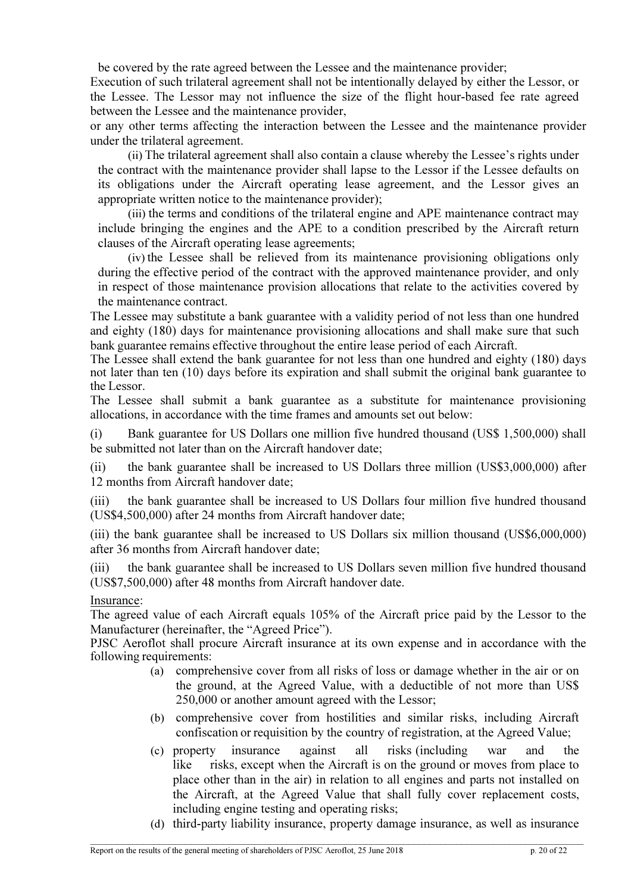be covered by the rate agreed between the Lessee and the maintenance provider;

Execution of such trilateral agreement shall not be intentionally delayed by either the Lessor, or the Lessee. The Lessor may not influence the size of the flight hour-based fee rate agreed between the Lessee and the maintenance provider,

or any other terms affecting the interaction between the Lessee and the maintenance provider under the trilateral agreement.

(ii) The trilateral agreement shall also contain a clause whereby the Lessee's rights under the contract with the maintenance provider shall lapse to the Lessor if the Lessee defaults on its obligations under the Aircraft operating lease agreement, and the Lessor gives an appropriate written notice to the maintenance provider);

(iii) the terms and conditions of the trilateral engine and APE maintenance contract may include bringing the engines and the APE to a condition prescribed by the Aircraft return clauses of the Aircraft operating lease agreements;

(iv) the Lessee shall be relieved from its maintenance provisioning obligations only during the effective period of the contract with the approved maintenance provider, and only in respect of those maintenance provision allocations that relate to the activities covered by the maintenance contract.

The Lessee may substitute a bank guarantee with a validity period of not less than one hundred and eighty (180) days for maintenance provisioning allocations and shall make sure that such bank guarantee remains effective throughout the entire lease period of each Aircraft.

The Lessee shall extend the bank guarantee for not less than one hundred and eighty (180) days not later than ten (10) days before its expiration and shall submit the original bank guarantee to the Lessor.

The Lessee shall submit a bank guarantee as a substitute for maintenance provisioning allocations, in accordance with the time frames and amounts set out below:

(i) Bank guarantee for US Dollars one million five hundred thousand (US$ 1,500,000) shall be submitted not later than on the Aircraft handover date;

(ii) the bank guarantee shall be increased to US Dollars three million (US$3,000,000) after 12 months from Aircraft handover date;

(iii) the bank guarantee shall be increased to US Dollars four million five hundred thousand (US$4,500,000) after 24 months from Aircraft handover date;

(iii) the bank guarantee shall be increased to US Dollars six million thousand (US$6,000,000) after 36 months from Aircraft handover date;

(iii) the bank guarantee shall be increased to US Dollars seven million five hundred thousand (US$7,500,000) after 48 months from Aircraft handover date.

Insurance:

The agreed value of each Aircraft equals 105% of the Aircraft price paid by the Lessor to the Manufacturer (hereinafter, the "Agreed Price").

PJSC Aeroflot shall procure Aircraft insurance at its own expense and in accordance with the following requirements:

(a) comprehensive cover from all risks of loss or damage whether in the air or on the ground, at the Agreed Value, with a deductible of not more than US$ 250,000 or another amount agreed with the Lessor;

(b) comprehensive cover from hostilities and similar risks, including Aircraft confiscation or requisition by the country of registration, at the Agreed Value;

(c) property insurance against all risks (including war and the like risks, except when the Aircraft is on the ground or moves from place to place other than in the air) in relation to all engines and parts not installed on the Aircraft, at the Agreed Value that shall fully cover replacement costs, including engine testing and operating risks;

(d) third-party liability insurance, property damage insurance, as well as insurance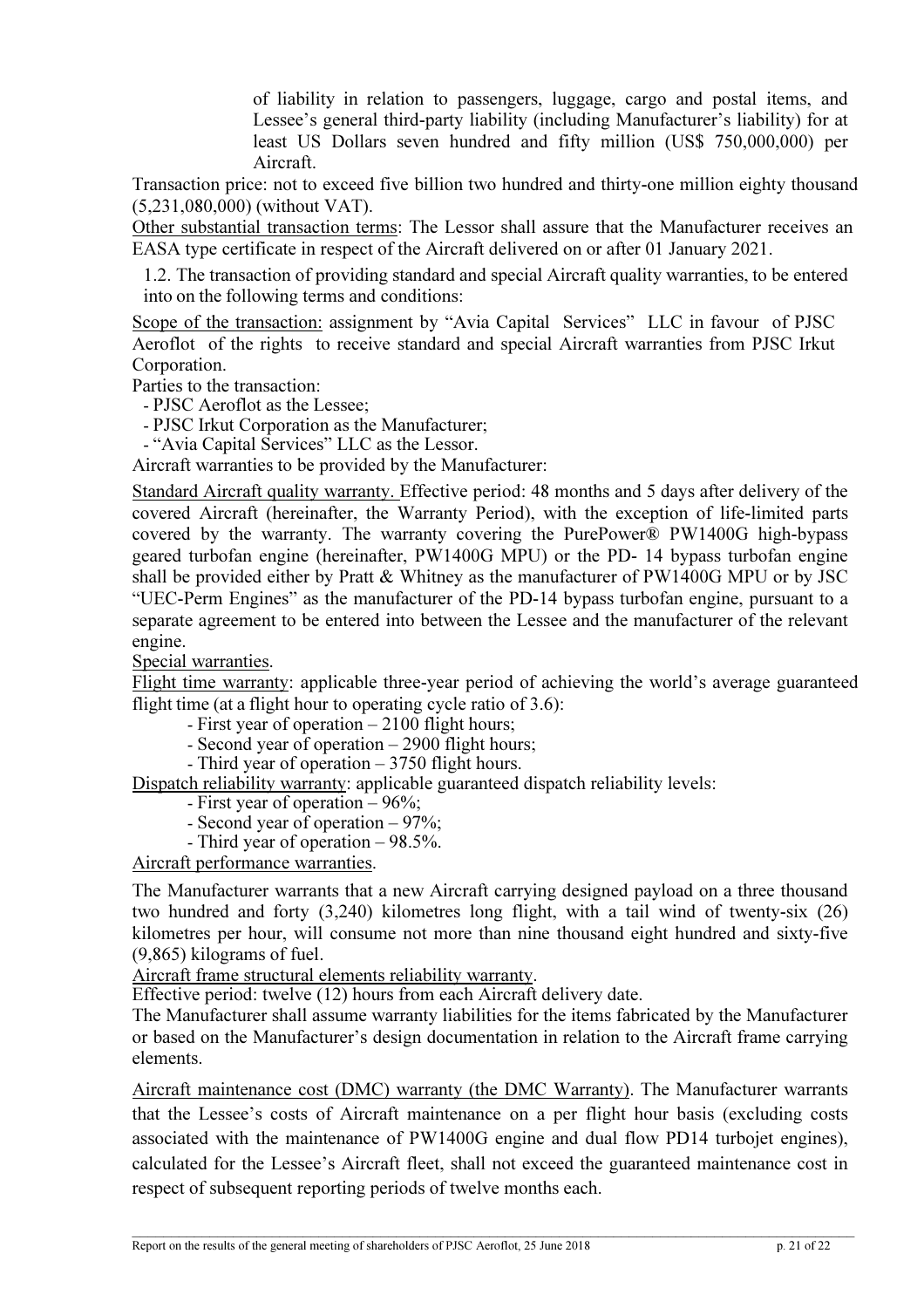of liability in relation to passengers, luggage, cargo and postal items, and Lessee's general third-party liability (including Manufacturer's liability) for at least US Dollars seven hundred and fifty million (US$ 750,000,000) per Aircraft.

Transaction price: not to exceed five billion two hundred and thirty-one million eighty thousand (5,231,080,000) (without VAT).

Other substantial transaction terms: The Lessor shall assure that the Manufacturer receives an EASA type certificate in respect of the Aircraft delivered on or after 01 January 2021.

1.2. The transaction of providing standard and special Aircraft quality warranties, to be entered into on the following terms and conditions:

Scope of the transaction: assignment by "Avia Capital Services" LLC in favour of PJSC Aeroflot of the rights to receive standard and special Aircraft warranties from PJSC Irkut Corporation.

Parties to the transaction:

- PJSC Aeroflot as the Lessee;
- PJSC Irkut Corporation as the Manufacturer;
- "Avia Capital Services" LLC as the Lessor.

Aircraft warranties to be provided by the Manufacturer:

Standard Aircraft quality warranty. Effective period: 48 months and 5 days after delivery of the covered Aircraft (hereinafter, the Warranty Period), with the exception of life-limited parts covered by the warranty. The warranty covering the PurePower® PW1400G high-bypass geared turbofan engine (hereinafter, PW1400G MPU) or the PD- 14 bypass turbofan engine shall be provided either by Pratt & Whitney as the manufacturer of PW1400G MPU or by JSC "UEC-Perm Engines" as the manufacturer of the PD-14 bypass turbofan engine, pursuant to a separate agreement to be entered into between the Lessee and the manufacturer of the relevant engine.

Special warranties.

Flight time warranty: applicable three-year period of achieving the world's average guaranteed flight time (at a flight hour to operating cycle ratio of 3.6):

- First year of operation – 2100 flight hours;
- Second year of operation – 2900 flight hours;
- Third year of operation – 3750 flight hours.

Dispatch reliability warranty: applicable guaranteed dispatch reliability levels:

- First year of operation – 96%;
- Second year of operation – 97%;
- Third year of operation – 98.5%.

Aircraft performance warranties.

The Manufacturer warrants that a new Aircraft carrying designed payload on a three thousand two hundred and forty (3,240) kilometres long flight, with a tail wind of twenty-six (26) kilometres per hour, will consume not more than nine thousand eight hundred and sixty-five (9,865) kilograms of fuel.

Aircraft frame structural elements reliability warranty.

Effective period: twelve (12) hours from each Aircraft delivery date.

The Manufacturer shall assume warranty liabilities for the items fabricated by the Manufacturer or based on the Manufacturer's design documentation in relation to the Aircraft frame carrying elements.

Aircraft maintenance cost (DMC) warranty (the DMC Warranty). The Manufacturer warrants that the Lessee's costs of Aircraft maintenance on a per flight hour basis (excluding costs associated with the maintenance of PW1400G engine and dual flow PD14 turbojet engines), calculated for the Lessee's Aircraft fleet, shall not exceed the guaranteed maintenance cost in respect of subsequent reporting periods of twelve months each.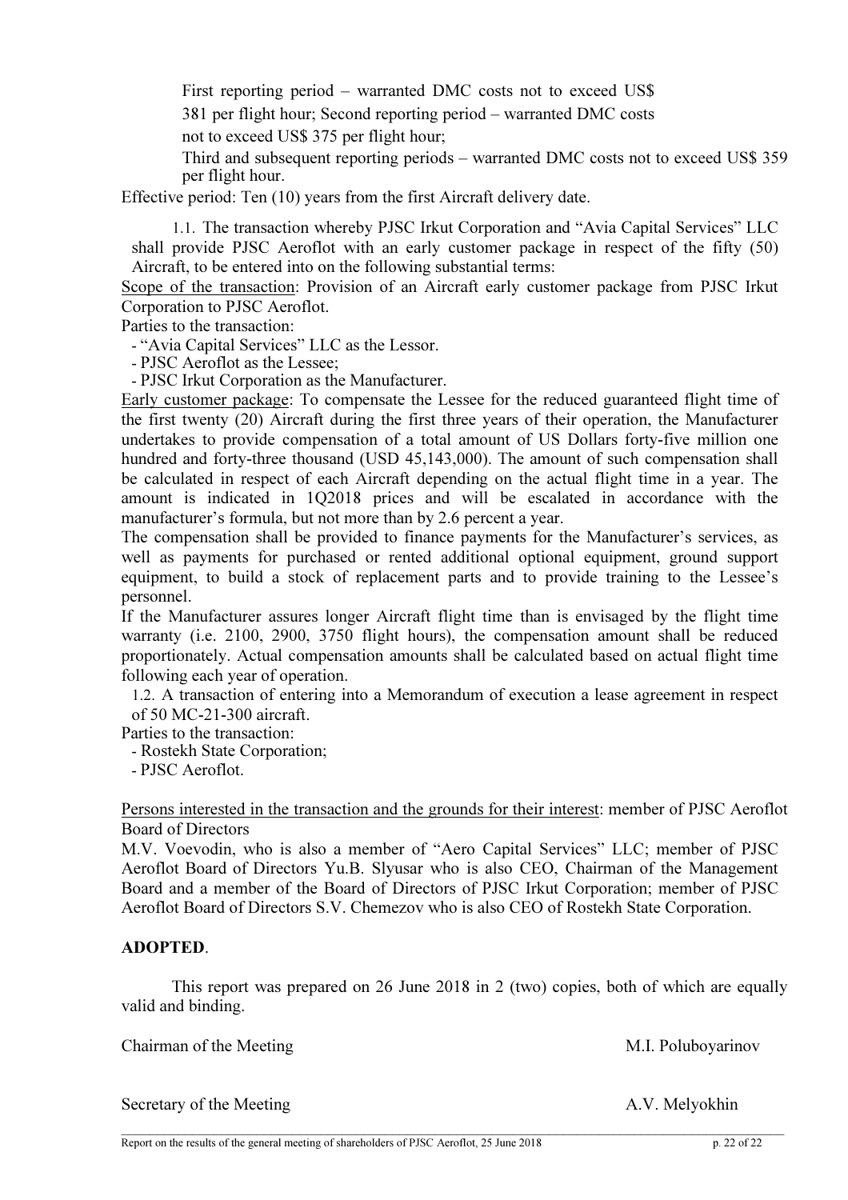First reporting period – warranted DMC costs not to exceed US$ 381 per flight hour; Second reporting period – warranted DMC costs not to exceed US$ 375 per flight hour;

Third and subsequent reporting periods – warranted DMC costs not to exceed US$ 359 per flight hour.

Effective period: Ten (10) years from the first Aircraft delivery date.

1.1. The transaction whereby PJSC Irkut Corporation and "Avia Capital Services" LLC shall provide PJSC Aeroflot with an early customer package in respect of the fifty (50) Aircraft, to be entered into on the following substantial terms:

Scope of the transaction: Provision of an Aircraft early customer package from PJSC Irkut Corporation to PJSC Aeroflot.

Parties to the transaction:

- "Avia Capital Services" LLC as the Lessor.
- PJSC Aeroflot as the Lessee;
- PJSC Irkut Corporation as the Manufacturer.

Early customer package: To compensate the Lessee for the reduced guaranteed flight time of the first twenty (20) Aircraft during the first three years of their operation, the Manufacturer undertakes to provide compensation of a total amount of US Dollars forty-five million one hundred and forty-three thousand (USD 45,143,000). The amount of such compensation shall be calculated in respect of each Aircraft depending on the actual flight time in a year. The amount is indicated in 1Q2018 prices and will be escalated in accordance with the manufacturer's formula, but not more than by 2.6 percent a year.

The compensation shall be provided to finance payments for the Manufacturer's services, as well as payments for purchased or rented additional optional equipment, ground support equipment, to build a stock of replacement parts and to provide training to the Lessee's personnel.

If the Manufacturer assures longer Aircraft flight time than is envisaged by the flight time warranty (i.e. 2100, 2900, 3750 flight hours), the compensation amount shall be reduced proportionately. Actual compensation amounts shall be calculated based on actual flight time following each year of operation.

1.2. A transaction of entering into a Memorandum of execution a lease agreement in respect of 50 MC-21-300 aircraft.

Parties to the transaction:

- Rostekh State Corporation;
- PJSC Aeroflot.

Persons interested in the transaction and the grounds for their interest: member of PJSC Aeroflot Board of Directors M.V. Voevodin, who is also a member of "Aero Capital Services" LLC; member of PJSC Aeroflot Board of Directors Yu.B. Slyusar who is also CEO, Chairman of the Management Board and a member of the Board of Directors of PJSC Irkut Corporation; member of PJSC Aeroflot Board of Directors S.V. Chemezov who is also CEO of Rostekh State Corporation.

**ADOPTED**.

This report was prepared on 26 June 2018 in 2 (two) copies, both of which are equally valid and binding.

Chairman of the Meeting M.I. Poluboyarinov

Secretary of the Meeting A.V. Melyokhin